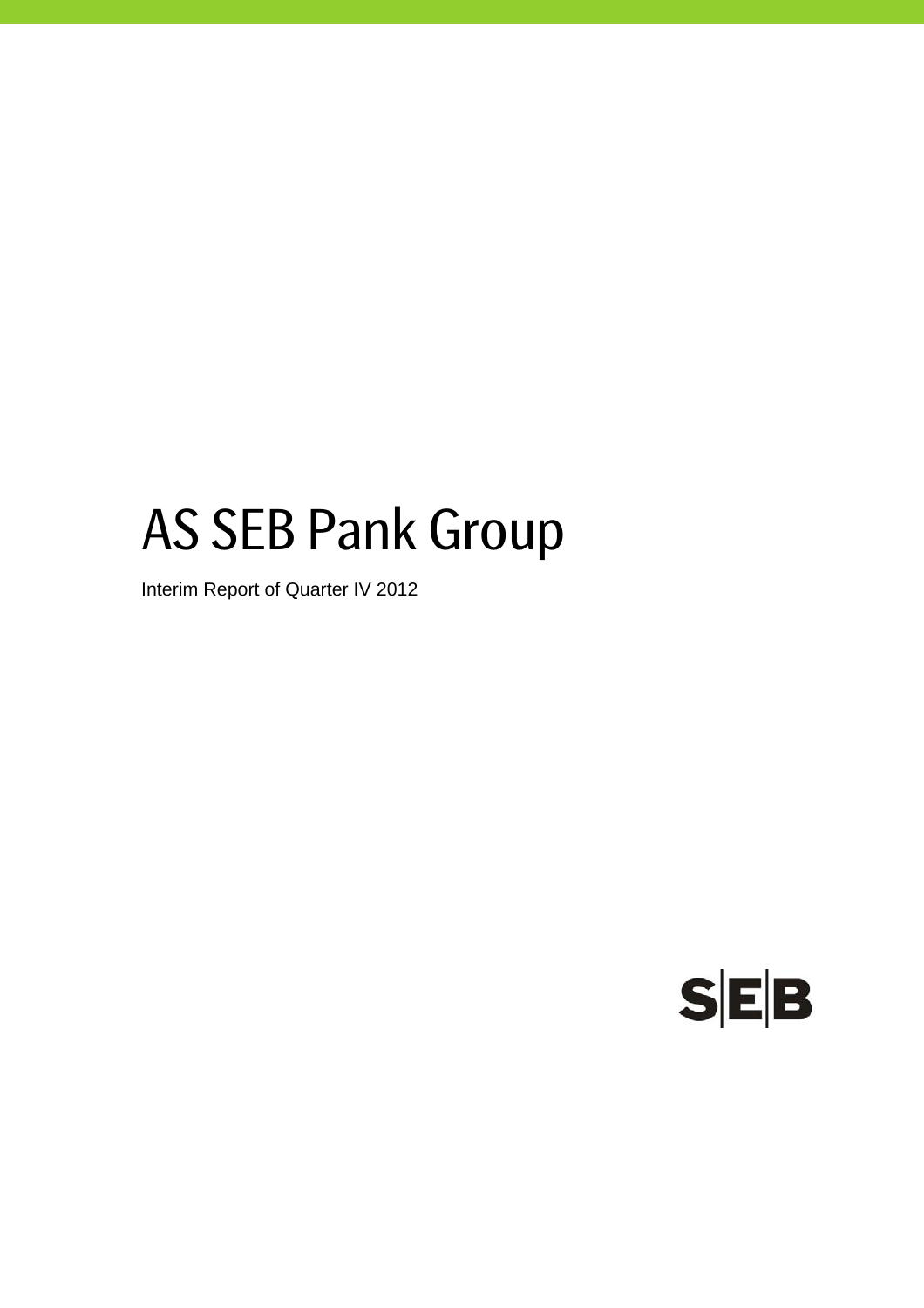# AS SEB Pank Group

Interim Report of Quarter IV 2012

SEB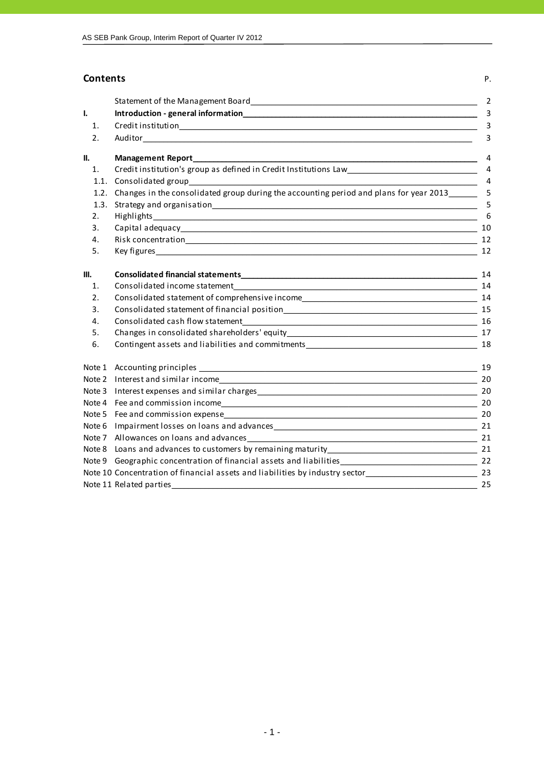## Contents

| | | P. |
|---|---|---|
| | Statement of the Management Board | 2 |
| **I.** | **Introduction - general information** | 3 |
| 1. | Credit institution | 3 |
| 2. | Auditor | 3 |
| **II.** | **Management Report** | 4 |
| 1. | Credit institution's group as defined in Credit Institutions Law | 4 |
| 1.1. | Consolidated group | 4 |
| 1.2. | Changes in the consolidated group during the accounting period and plans for year 2013 | 5 |
| 1.3. | Strategy and organisation | 5 |
| 2. | Highlights | 6 |
| 3. | Capital adequacy | 10 |
| 4. | Risk concentration | 12 |
| 5. | Key figures | 12 |
| **III.** | **Consolidated financial statements** | 14 |
| 1. | Consolidated income statement | 14 |
| 2. | Consolidated statement of comprehensive income | 14 |
| 3. | Consolidated statement of financial position | 15 |
| 4. | Consolidated cash flow statement | 16 |
| 5. | Changes in consolidated shareholders' equity | 17 |
| 6. | Contingent assets and liabilities and commitments | 18 |
| Note 1 | Accounting principles | 19 |
| Note 2 | Interest and similar income | 20 |
| Note 3 | Interest expenses and similar charges | 20 |
| Note 4 | Fee and commission income | 20 |
| Note 5 | Fee and commission expense | 20 |
| Note 6 | Impairment losses on loans and advances | 21 |
| Note 7 | Allowances on loans and advances | 21 |
| Note 8 | Loans and advances to customers by remaining maturity | 21 |
| Note 9 | Geographic concentration of financial assets and liabilities | 22 |
| Note 10 | Concentration of financial assets and liabilities by industry sector | 23 |
| Note 11 | Related parties | 25 |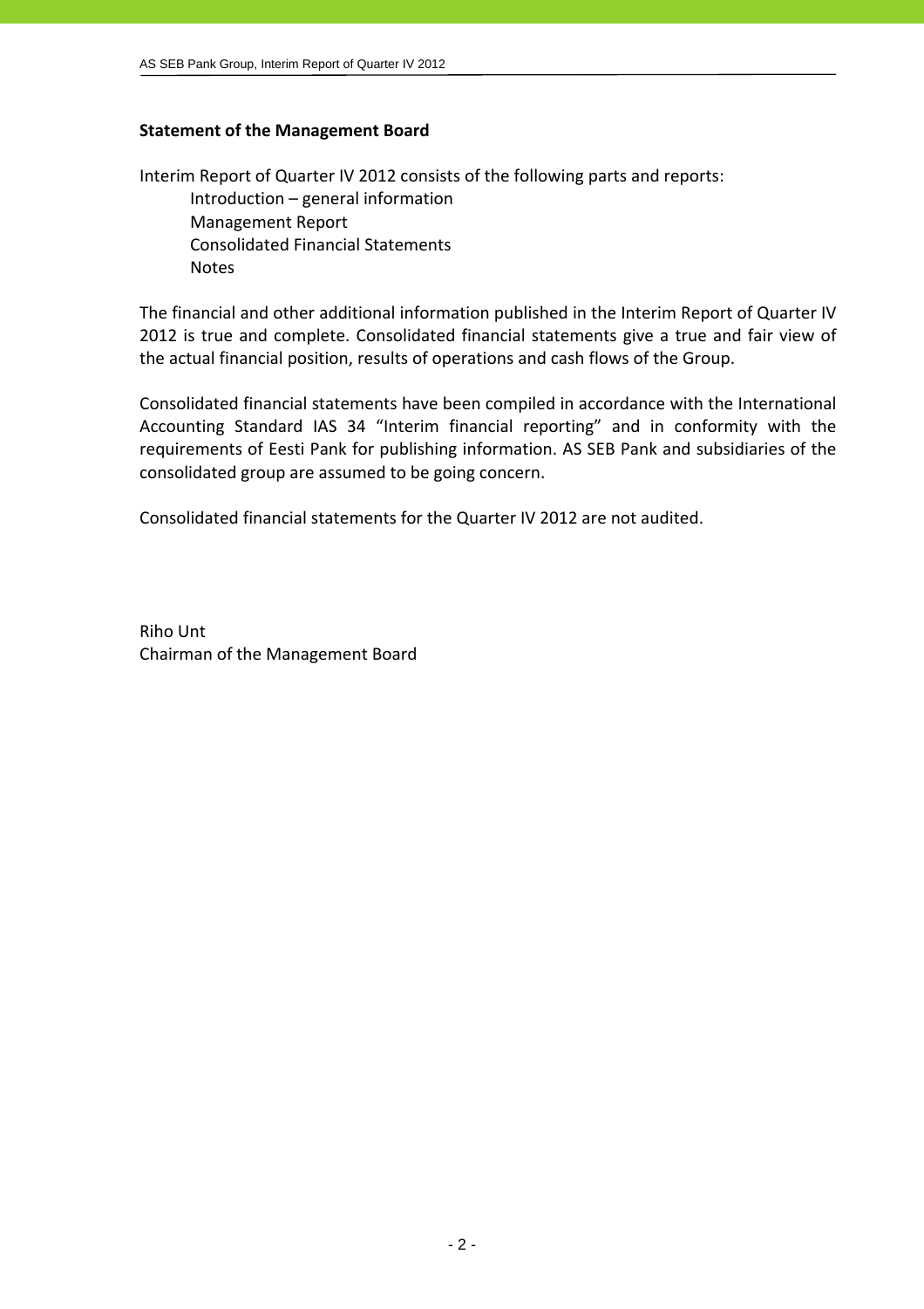## Statement of the Management Board

Interim Report of Quarter IV 2012 consists of the following parts and reports:

- Introduction – general information
- Management Report
- Consolidated Financial Statements
- Notes

The financial and other additional information published in the Interim Report of Quarter IV 2012 is true and complete. Consolidated financial statements give a true and fair view of the actual financial position, results of operations and cash flows of the Group.

Consolidated financial statements have been compiled in accordance with the International Accounting Standard IAS 34 "Interim financial reporting" and in conformity with the requirements of Eesti Pank for publishing information. AS SEB Pank and subsidiaries of the consolidated group are assumed to be going concern.

Consolidated financial statements for the Quarter IV 2012 are not audited.

Riho Unt
Chairman of the Management Board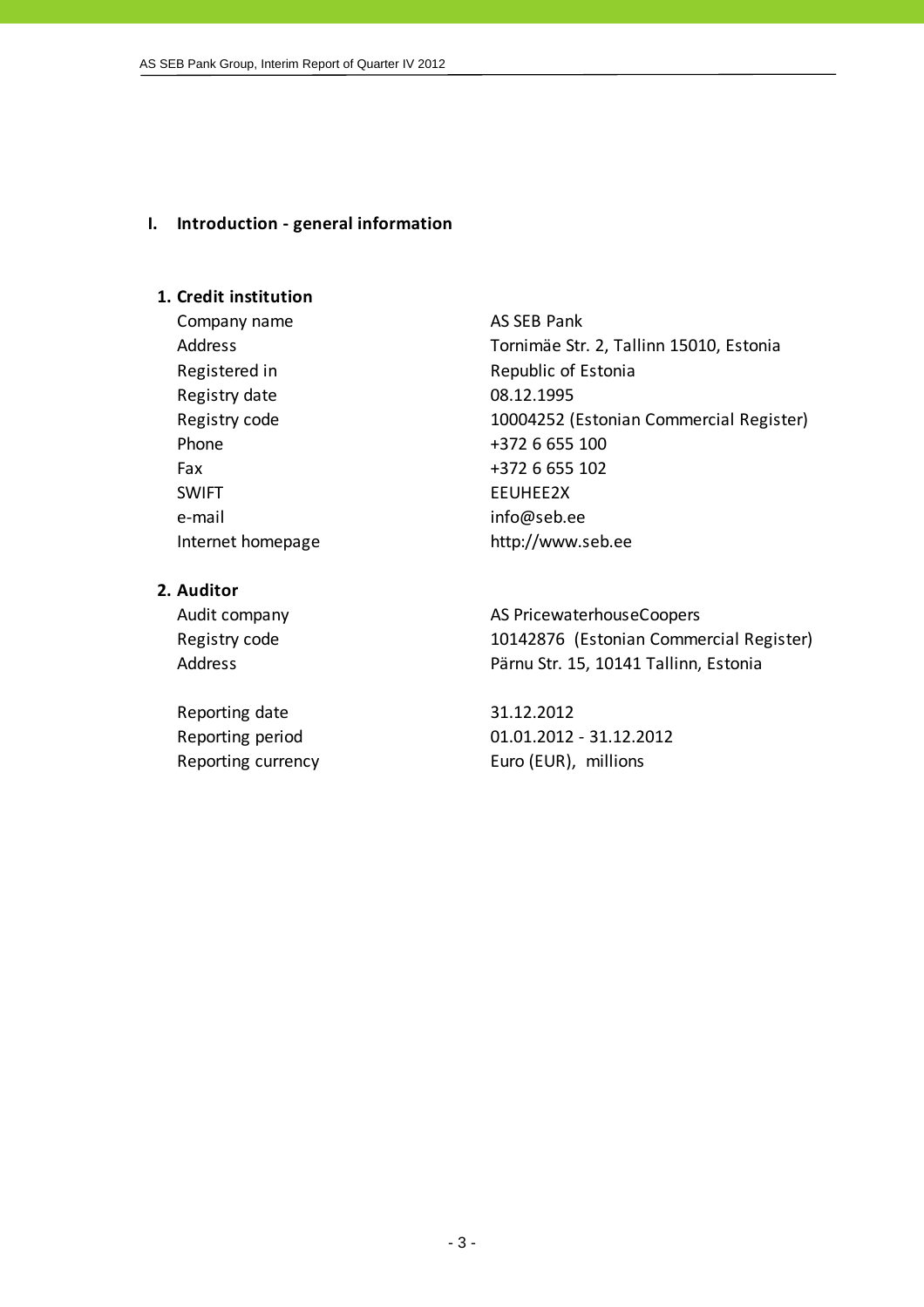# I. Introduction - general information

## 1. Credit institution

| | |
|---|---|
| Company name | AS SEB Pank |
| Address | Tornimäe Str. 2, Tallinn 15010, Estonia |
| Registered in | Republic of Estonia |
| Registry date | 08.12.1995 |
| Registry code | 10004252 (Estonian Commercial Register) |
| Phone | +372 6 655 100 |
| Fax | +372 6 655 102 |
| SWIFT | EEUHEE2X |
| e-mail | info@seb.ee |
| Internet homepage | http://www.seb.ee |

## 2. Auditor

| | |
|---|---|
| Audit company | AS PricewaterhouseCoopers |
| Registry code | 10142876 (Estonian Commercial Register) |
| Address | Pärnu Str. 15, 10141 Tallinn, Estonia |

| | |
|---|---|
| Reporting date | 31.12.2012 |
| Reporting period | 01.01.2012 - 31.12.2012 |
| Reporting currency | Euro (EUR), millions |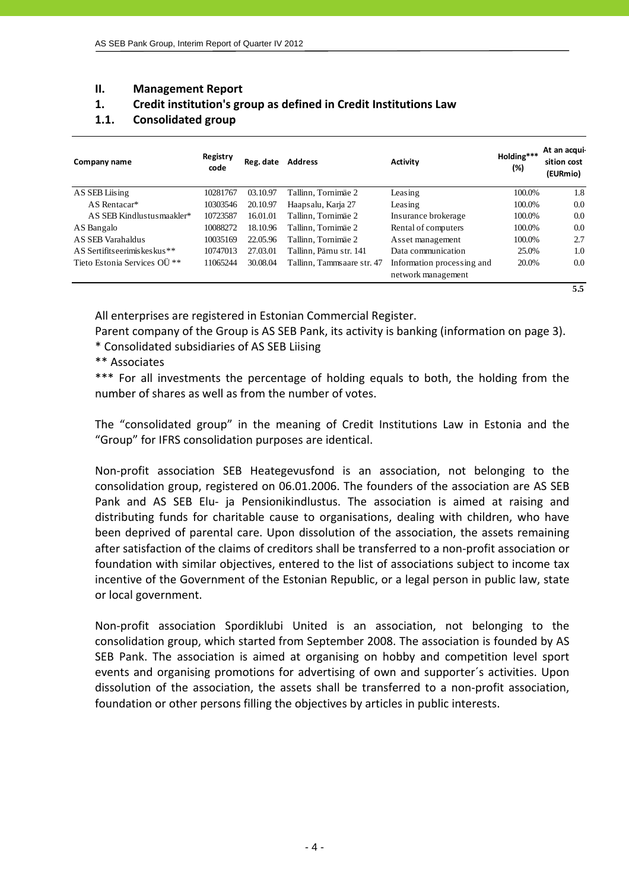## II. Management Report

## 1. Credit institution's group as defined in Credit Institutions Law

### 1.1. Consolidated group

| Company name | Registry code | Reg. date | Address | Activity | Holding*** (%) | At an acquisition cost (EURmio) |
|---|---|---|---|---|---|---|
| AS SEB Liising | 10281767 | 03.10.97 | Tallinn, Tornimäe 2 | Leasing | 100.0% | 1.8 |
| AS Rentacar* | 10303546 | 20.10.97 | Haapsalu, Karja 27 | Leasing | 100.0% | 0.0 |
| AS SEB Kindlustusmaakler* | 10723587 | 16.01.01 | Tallinn, Tornimäe 2 | Insurance brokerage | 100.0% | 0.0 |
| AS Bangalo | 10088272 | 18.10.96 | Tallinn, Tornimäe 2 | Rental of computers | 100.0% | 0.0 |
| AS SEB Varahaldus | 10035169 | 22.05.96 | Tallinn, Tornimäe 2 | Asset management | 100.0% | 2.7 |
| AS Sertifitseerimiskeskus** | 10747013 | 27.03.01 | Tallinn, Pärnu str. 141 | Data communication | 25.0% | 1.0 |
| Tieto Estonia Services OÜ ** | 11065244 | 30.08.04 | Tallinn, Tammsaare str. 47 | Information processing and network management | 20.0% | 0.0 |
| | | | | | | 5.5 |

All enterprises are registered in Estonian Commercial Register.

Parent company of the Group is AS SEB Pank, its activity is banking (information on page 3).

* Consolidated subsidiaries of AS SEB Liising

** Associates

*** For all investments the percentage of holding equals to both, the holding from the number of shares as well as from the number of votes.

The "consolidated group" in the meaning of Credit Institutions Law in Estonia and the "Group" for IFRS consolidation purposes are identical.

Non-profit association SEB Heategevusfond is an association, not belonging to the consolidation group, registered on 06.01.2006. The founders of the association are AS SEB Pank and AS SEB Elu- ja Pensionikindlustus. The association is aimed at raising and distributing funds for charitable cause to organisations, dealing with children, who have been deprived of parental care. Upon dissolution of the association, the assets remaining after satisfaction of the claims of creditors shall be transferred to a non-profit association or foundation with similar objectives, entered to the list of associations subject to income tax incentive of the Government of the Estonian Republic, or a legal person in public law, state or local government.

Non-profit association Spordiklubi United is an association, not belonging to the consolidation group, which started from September 2008. The association is founded by AS SEB Pank. The association is aimed at organising on hobby and competition level sport events and organising promotions for advertising of own and supporter´s activities. Upon dissolution of the association, the assets shall be transferred to a non-profit association, foundation or other persons filling the objectives by articles in public interests.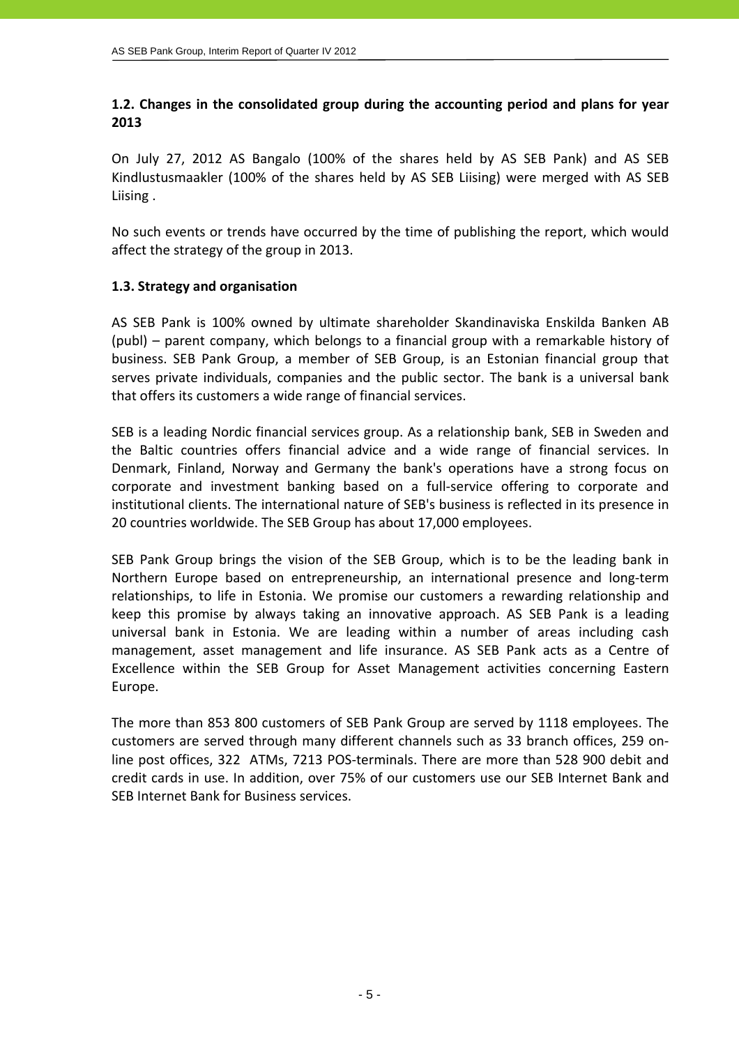## 1.2. Changes in the consolidated group during the accounting period and plans for year 2013

On July 27, 2012 AS Bangalo (100% of the shares held by AS SEB Pank) and AS SEB Kindlustusmaakler (100% of the shares held by AS SEB Liising) were merged with AS SEB Liising .

No such events or trends have occurred by the time of publishing the report, which would affect the strategy of the group in 2013.

## 1.3. Strategy and organisation

AS SEB Pank is 100% owned by ultimate shareholder Skandinaviska Enskilda Banken AB (publ) – parent company, which belongs to a financial group with a remarkable history of business. SEB Pank Group, a member of SEB Group, is an Estonian financial group that serves private individuals, companies and the public sector. The bank is a universal bank that offers its customers a wide range of financial services.

SEB is a leading Nordic financial services group. As a relationship bank, SEB in Sweden and the Baltic countries offers financial advice and a wide range of financial services. In Denmark, Finland, Norway and Germany the bank's operations have a strong focus on corporate and investment banking based on a full-service offering to corporate and institutional clients. The international nature of SEB's business is reflected in its presence in 20 countries worldwide. The SEB Group has about 17,000 employees.

SEB Pank Group brings the vision of the SEB Group, which is to be the leading bank in Northern Europe based on entrepreneurship, an international presence and long-term relationships, to life in Estonia. We promise our customers a rewarding relationship and keep this promise by always taking an innovative approach. AS SEB Pank is a leading universal bank in Estonia. We are leading within a number of areas including cash management, asset management and life insurance. AS SEB Pank acts as a Centre of Excellence within the SEB Group for Asset Management activities concerning Eastern Europe.

The more than 853 800 customers of SEB Pank Group are served by 1118 employees. The customers are served through many different channels such as 33 branch offices, 259 on-line post offices, 322 ATMs, 7213 POS-terminals. There are more than 528 900 debit and credit cards in use. In addition, over 75% of our customers use our SEB Internet Bank and SEB Internet Bank for Business services.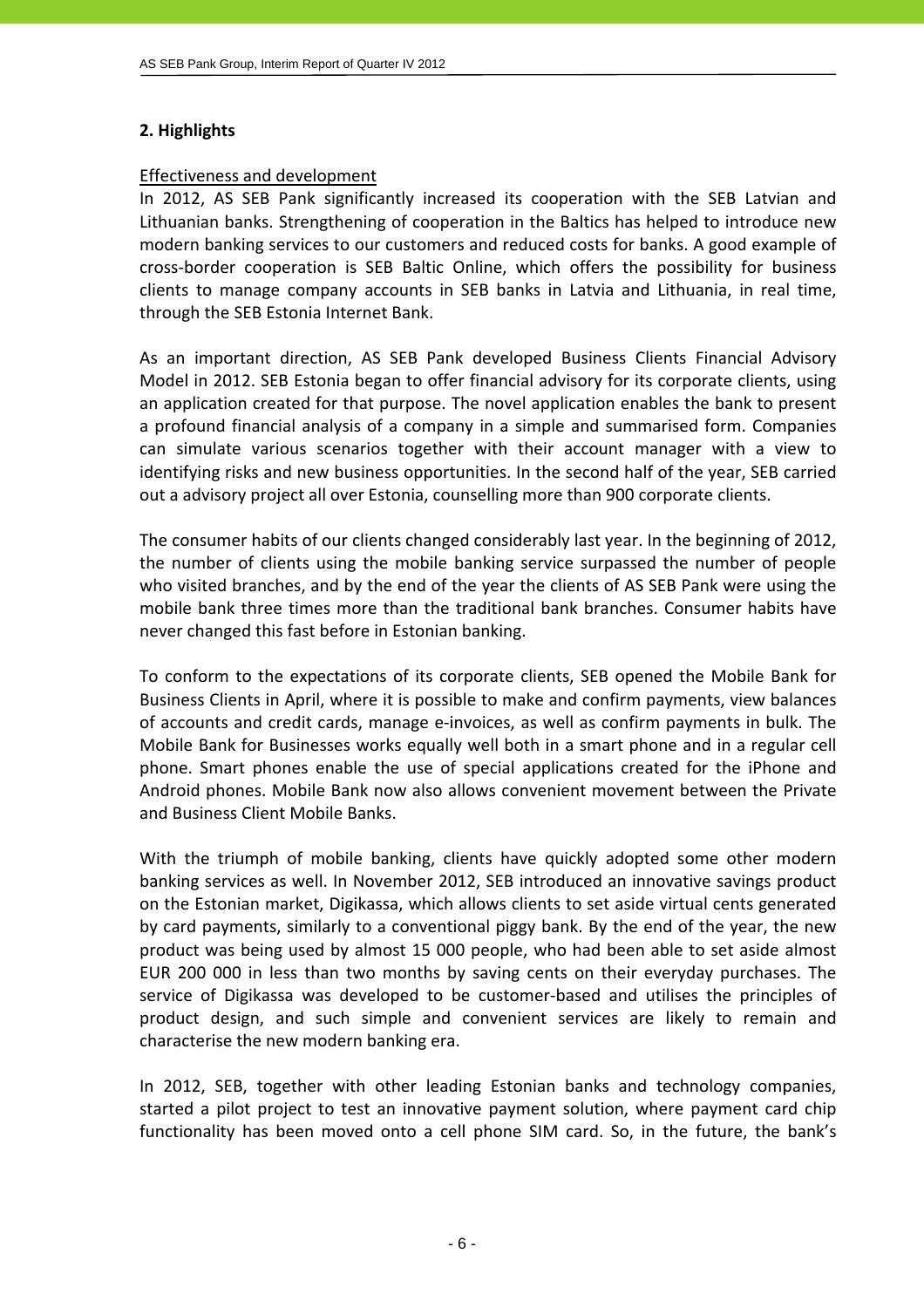## 2. Highlights

Effectiveness and development

In 2012, AS SEB Pank significantly increased its cooperation with the SEB Latvian and Lithuanian banks. Strengthening of cooperation in the Baltics has helped to introduce new modern banking services to our customers and reduced costs for banks. A good example of cross-border cooperation is SEB Baltic Online, which offers the possibility for business clients to manage company accounts in SEB banks in Latvia and Lithuania, in real time, through the SEB Estonia Internet Bank.

As an important direction, AS SEB Pank developed Business Clients Financial Advisory Model in 2012. SEB Estonia began to offer financial advisory for its corporate clients, using an application created for that purpose. The novel application enables the bank to present a profound financial analysis of a company in a simple and summarised form. Companies can simulate various scenarios together with their account manager with a view to identifying risks and new business opportunities. In the second half of the year, SEB carried out a advisory project all over Estonia, counselling more than 900 corporate clients.

The consumer habits of our clients changed considerably last year. In the beginning of 2012, the number of clients using the mobile banking service surpassed the number of people who visited branches, and by the end of the year the clients of AS SEB Pank were using the mobile bank three times more than the traditional bank branches. Consumer habits have never changed this fast before in Estonian banking.

To conform to the expectations of its corporate clients, SEB opened the Mobile Bank for Business Clients in April, where it is possible to make and confirm payments, view balances of accounts and credit cards, manage e-invoices, as well as confirm payments in bulk. The Mobile Bank for Businesses works equally well both in a smart phone and in a regular cell phone. Smart phones enable the use of special applications created for the iPhone and Android phones. Mobile Bank now also allows convenient movement between the Private and Business Client Mobile Banks.

With the triumph of mobile banking, clients have quickly adopted some other modern banking services as well. In November 2012, SEB introduced an innovative savings product on the Estonian market, Digikassa, which allows clients to set aside virtual cents generated by card payments, similarly to a conventional piggy bank. By the end of the year, the new product was being used by almost 15 000 people, who had been able to set aside almost EUR 200 000 in less than two months by saving cents on their everyday purchases. The service of Digikassa was developed to be customer-based and utilises the principles of product design, and such simple and convenient services are likely to remain and characterise the new modern banking era.

In 2012, SEB, together with other leading Estonian banks and technology companies, started a pilot project to test an innovative payment solution, where payment card chip functionality has been moved onto a cell phone SIM card. So, in the future, the bank's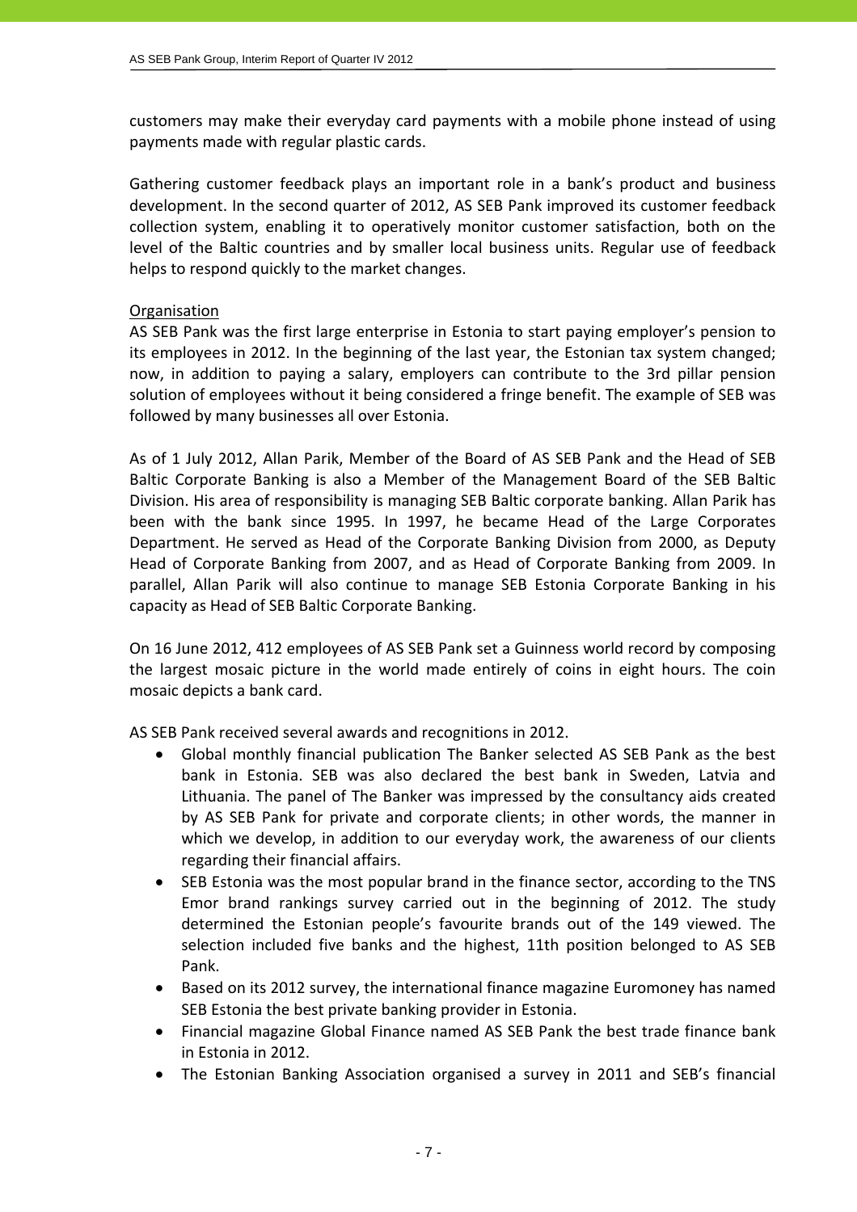customers may make their everyday card payments with a mobile phone instead of using payments made with regular plastic cards.

Gathering customer feedback plays an important role in a bank's product and business development. In the second quarter of 2012, AS SEB Pank improved its customer feedback collection system, enabling it to operatively monitor customer satisfaction, both on the level of the Baltic countries and by smaller local business units. Regular use of feedback helps to respond quickly to the market changes.

<u>Organisation</u>

AS SEB Pank was the first large enterprise in Estonia to start paying employer's pension to its employees in 2012. In the beginning of the last year, the Estonian tax system changed; now, in addition to paying a salary, employers can contribute to the 3rd pillar pension solution of employees without it being considered a fringe benefit. The example of SEB was followed by many businesses all over Estonia.

As of 1 July 2012, Allan Parik, Member of the Board of AS SEB Pank and the Head of SEB Baltic Corporate Banking is also a Member of the Management Board of the SEB Baltic Division. His area of responsibility is managing SEB Baltic corporate banking. Allan Parik has been with the bank since 1995. In 1997, he became Head of the Large Corporates Department. He served as Head of the Corporate Banking Division from 2000, as Deputy Head of Corporate Banking from 2007, and as Head of Corporate Banking from 2009. In parallel, Allan Parik will also continue to manage SEB Estonia Corporate Banking in his capacity as Head of SEB Baltic Corporate Banking.

On 16 June 2012, 412 employees of AS SEB Pank set a Guinness world record by composing the largest mosaic picture in the world made entirely of coins in eight hours. The coin mosaic depicts a bank card.

AS SEB Pank received several awards and recognitions in 2012.

- Global monthly financial publication The Banker selected AS SEB Pank as the best bank in Estonia. SEB was also declared the best bank in Sweden, Latvia and Lithuania. The panel of The Banker was impressed by the consultancy aids created by AS SEB Pank for private and corporate clients; in other words, the manner in which we develop, in addition to our everyday work, the awareness of our clients regarding their financial affairs.
- SEB Estonia was the most popular brand in the finance sector, according to the TNS Emor brand rankings survey carried out in the beginning of 2012. The study determined the Estonian people's favourite brands out of the 149 viewed. The selection included five banks and the highest, 11th position belonged to AS SEB Pank.
- Based on its 2012 survey, the international finance magazine Euromoney has named SEB Estonia the best private banking provider in Estonia.
- Financial magazine Global Finance named AS SEB Pank the best trade finance bank in Estonia in 2012.
- The Estonian Banking Association organised a survey in 2011 and SEB's financial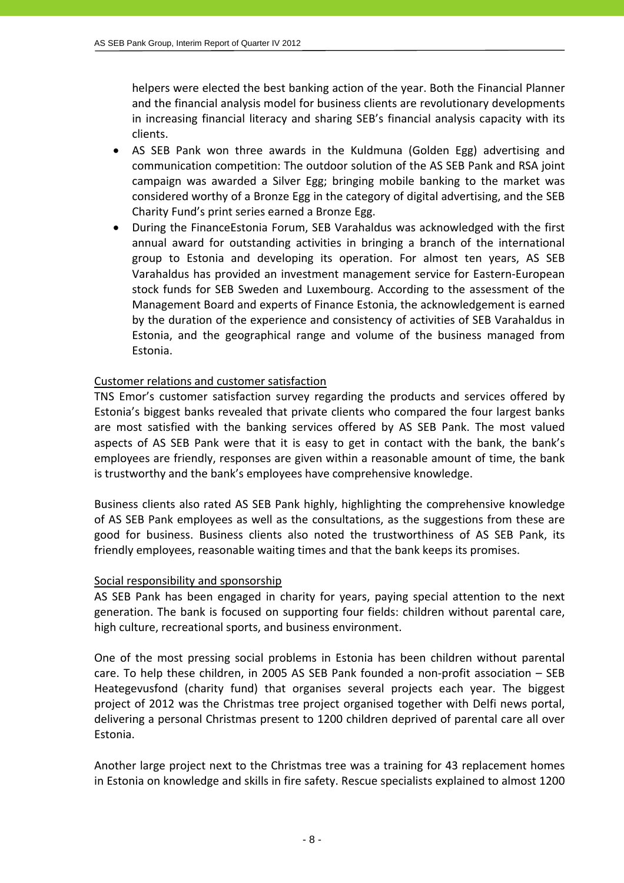helpers were elected the best banking action of the year. Both the Financial Planner and the financial analysis model for business clients are revolutionary developments in increasing financial literacy and sharing SEB's financial analysis capacity with its clients.

- AS SEB Pank won three awards in the Kuldmuna (Golden Egg) advertising and communication competition: The outdoor solution of the AS SEB Pank and RSA joint campaign was awarded a Silver Egg; bringing mobile banking to the market was considered worthy of a Bronze Egg in the category of digital advertising, and the SEB Charity Fund's print series earned a Bronze Egg.
- During the FinanceEstonia Forum, SEB Varahaldus was acknowledged with the first annual award for outstanding activities in bringing a branch of the international group to Estonia and developing its operation. For almost ten years, AS SEB Varahaldus has provided an investment management service for Eastern-European stock funds for SEB Sweden and Luxembourg. According to the assessment of the Management Board and experts of Finance Estonia, the acknowledgement is earned by the duration of the experience and consistency of activities of SEB Varahaldus in Estonia, and the geographical range and volume of the business managed from Estonia.

Customer relations and customer satisfaction

TNS Emor's customer satisfaction survey regarding the products and services offered by Estonia's biggest banks revealed that private clients who compared the four largest banks are most satisfied with the banking services offered by AS SEB Pank. The most valued aspects of AS SEB Pank were that it is easy to get in contact with the bank, the bank's employees are friendly, responses are given within a reasonable amount of time, the bank is trustworthy and the bank's employees have comprehensive knowledge.

Business clients also rated AS SEB Pank highly, highlighting the comprehensive knowledge of AS SEB Pank employees as well as the consultations, as the suggestions from these are good for business. Business clients also noted the trustworthiness of AS SEB Pank, its friendly employees, reasonable waiting times and that the bank keeps its promises.

Social responsibility and sponsorship

AS SEB Pank has been engaged in charity for years, paying special attention to the next generation. The bank is focused on supporting four fields: children without parental care, high culture, recreational sports, and business environment.

One of the most pressing social problems in Estonia has been children without parental care. To help these children, in 2005 AS SEB Pank founded a non-profit association – SEB Heategevusfond (charity fund) that organises several projects each year. The biggest project of 2012 was the Christmas tree project organised together with Delfi news portal, delivering a personal Christmas present to 1200 children deprived of parental care all over Estonia.

Another large project next to the Christmas tree was a training for 43 replacement homes in Estonia on knowledge and skills in fire safety. Rescue specialists explained to almost 1200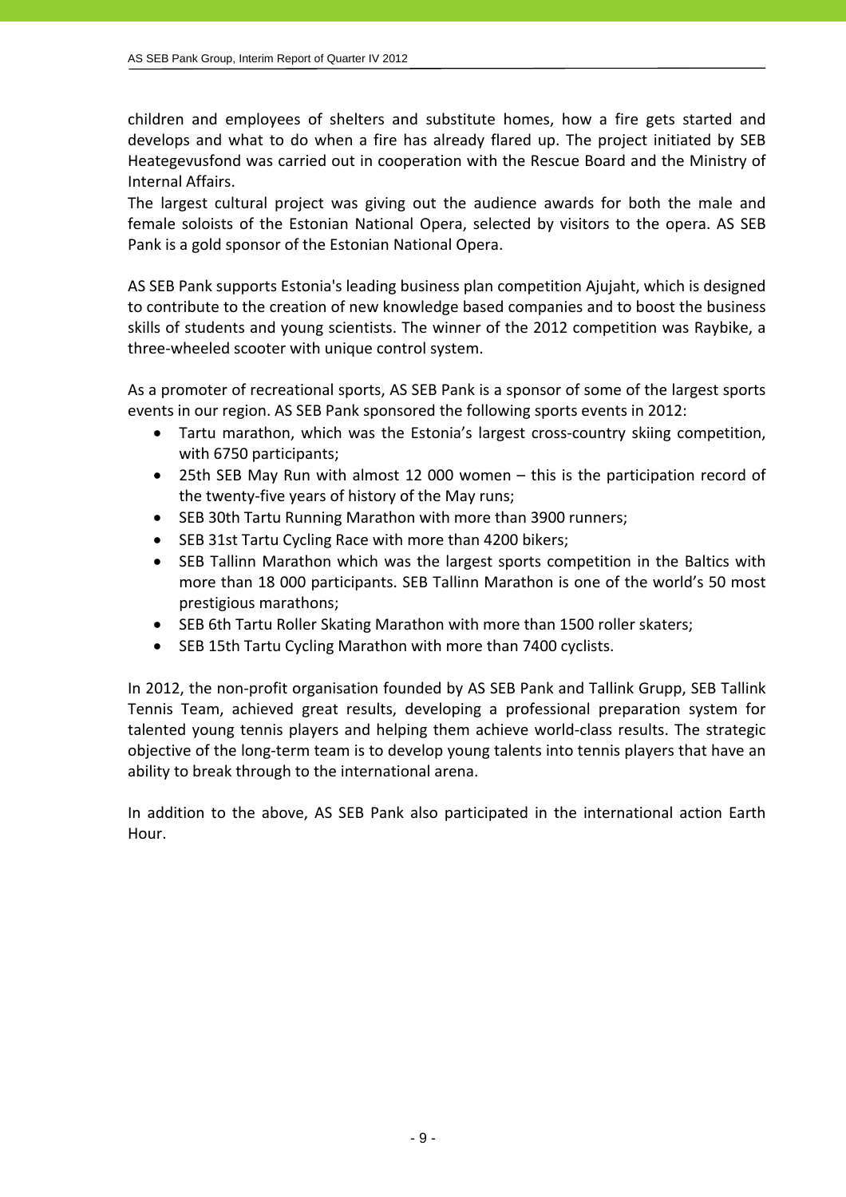children and employees of shelters and substitute homes, how a fire gets started and develops and what to do when a fire has already flared up. The project initiated by SEB Heategevusfond was carried out in cooperation with the Rescue Board and the Ministry of Internal Affairs.
The largest cultural project was giving out the audience awards for both the male and female soloists of the Estonian National Opera, selected by visitors to the opera. AS SEB Pank is a gold sponsor of the Estonian National Opera.

AS SEB Pank supports Estonia's leading business plan competition Ajujaht, which is designed to contribute to the creation of new knowledge based companies and to boost the business skills of students and young scientists. The winner of the 2012 competition was Raybike, a three-wheeled scooter with unique control system.

As a promoter of recreational sports, AS SEB Pank is a sponsor of some of the largest sports events in our region. AS SEB Pank sponsored the following sports events in 2012:

- Tartu marathon, which was the Estonia's largest cross-country skiing competition, with 6750 participants;
- 25th SEB May Run with almost 12 000 women – this is the participation record of the twenty-five years of history of the May runs;
- SEB 30th Tartu Running Marathon with more than 3900 runners;
- SEB 31st Tartu Cycling Race with more than 4200 bikers;
- SEB Tallinn Marathon which was the largest sports competition in the Baltics with more than 18 000 participants. SEB Tallinn Marathon is one of the world's 50 most prestigious marathons;
- SEB 6th Tartu Roller Skating Marathon with more than 1500 roller skaters;
- SEB 15th Tartu Cycling Marathon with more than 7400 cyclists.

In 2012, the non-profit organisation founded by AS SEB Pank and Tallink Grupp, SEB Tallink Tennis Team, achieved great results, developing a professional preparation system for talented young tennis players and helping them achieve world-class results. The strategic objective of the long-term team is to develop young talents into tennis players that have an ability to break through to the international arena.

In addition to the above, AS SEB Pank also participated in the international action Earth Hour.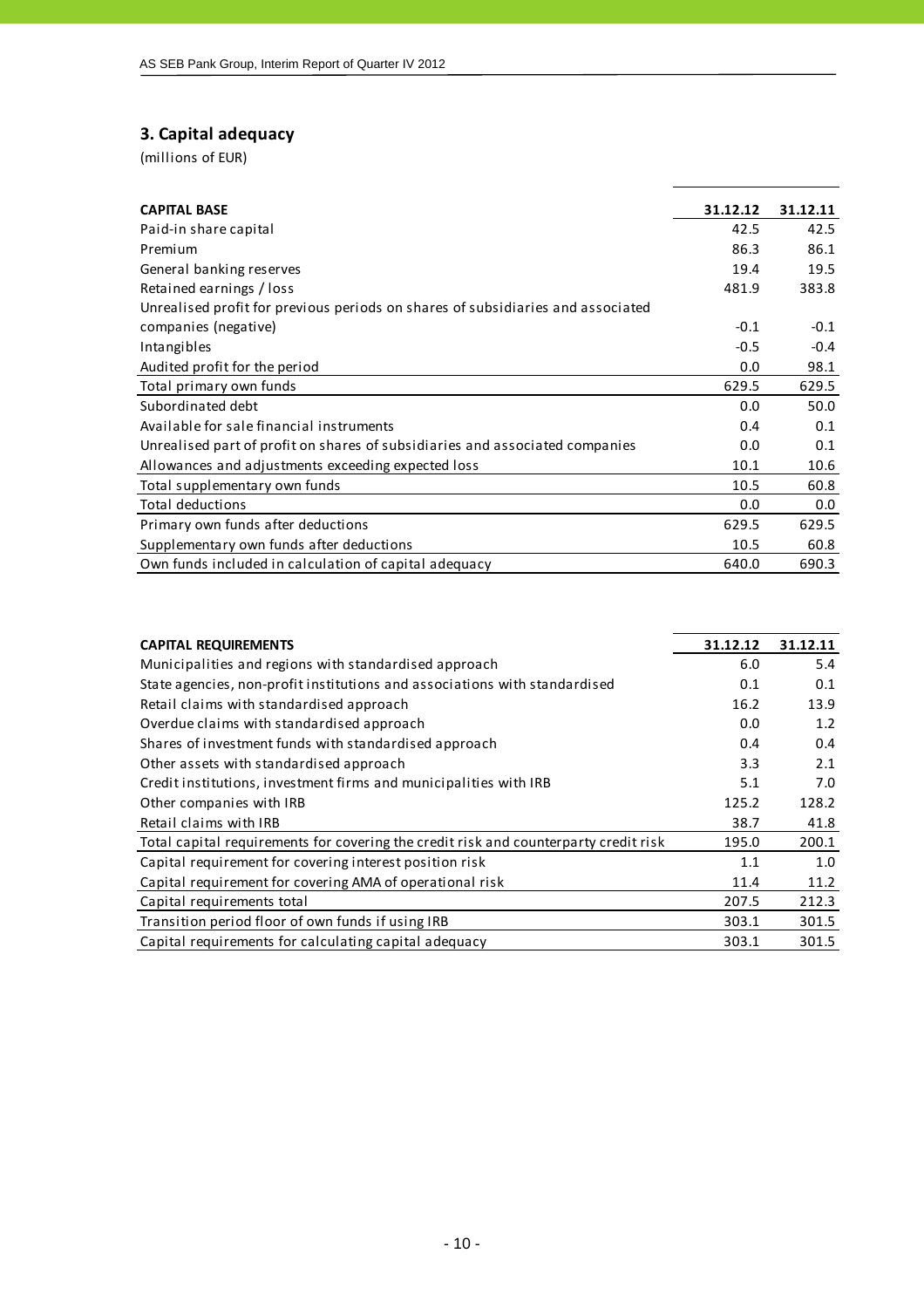## 3. Capital adequacy

(millions of EUR)

| **CAPITAL BASE** | **31.12.12** | **31.12.11** |
|---|---|---|
| Paid-in share capital | 42.5 | 42.5 |
| Premium | 86.3 | 86.1 |
| General banking reserves | 19.4 | 19.5 |
| Retained earnings / loss | 481.9 | 383.8 |
| Unrealised profit for previous periods on shares of subsidiaries and associated companies (negative) | -0.1 | -0.1 |
| Intangibles | -0.5 | -0.4 |
| Audited profit for the period | 0.0 | 98.1 |
| Total primary own funds | 629.5 | 629.5 |
| Subordinated debt | 0.0 | 50.0 |
| Available for sale financial instruments | 0.4 | 0.1 |
| Unrealised part of profit on shares of subsidiaries and associated companies | 0.0 | 0.1 |
| Allowances and adjustments exceeding expected loss | 10.1 | 10.6 |
| Total supplementary own funds | 10.5 | 60.8 |
| Total deductions | 0.0 | 0.0 |
| Primary own funds after deductions | 629.5 | 629.5 |
| Supplementary own funds after deductions | 10.5 | 60.8 |
| Own funds included in calculation of capital adequacy | 640.0 | 690.3 |

| **CAPITAL REQUIREMENTS** | **31.12.12** | **31.12.11** |
|---|---|---|
| Municipalities and regions with standardised approach | 6.0 | 5.4 |
| State agencies, non-profit institutions and associations with standardised | 0.1 | 0.1 |
| Retail claims with standardised approach | 16.2 | 13.9 |
| Overdue claims with standardised approach | 0.0 | 1.2 |
| Shares of investment funds with standardised approach | 0.4 | 0.4 |
| Other assets with standardised approach | 3.3 | 2.1 |
| Credit institutions, investment firms and municipalities with IRB | 5.1 | 7.0 |
| Other companies with IRB | 125.2 | 128.2 |
| Retail claims with IRB | 38.7 | 41.8 |
| Total capital requirements for covering the credit risk and counterparty credit risk | 195.0 | 200.1 |
| Capital requirement for covering interest position risk | 1.1 | 1.0 |
| Capital requirement for covering AMA of operational risk | 11.4 | 11.2 |
| Capital requirements total | 207.5 | 212.3 |
| Transition period floor of own funds if using IRB | 303.1 | 301.5 |
| Capital requirements for calculating capital adequacy | 303.1 | 301.5 |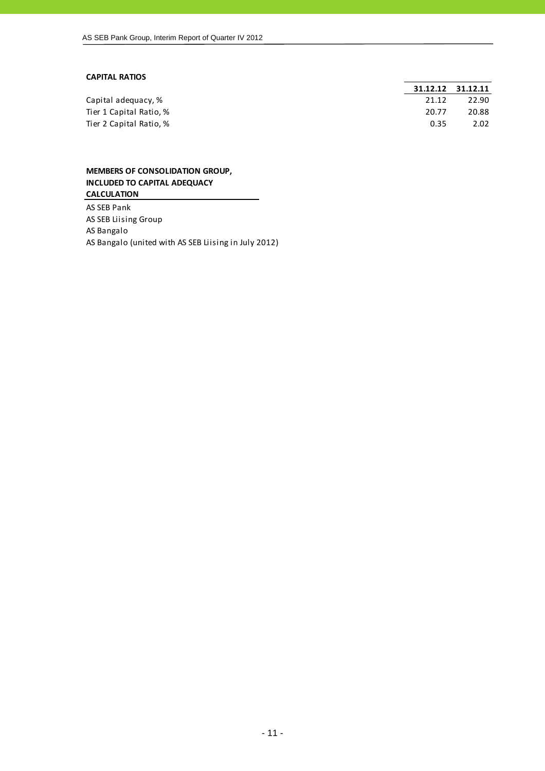**CAPITAL RATIOS**

| | 31.12.12 | 31.12.11 |
|---|---|---|
| Capital adequacy, % | 21.12 | 22.90 |
| Tier 1 Capital Ratio, % | 20.77 | 20.88 |
| Tier 2 Capital Ratio, % | 0.35 | 2.02 |

**MEMBERS OF CONSOLIDATION GROUP, INCLUDED TO CAPITAL ADEQUACY CALCULATION**

AS SEB Pank
AS SEB Liising Group
AS Bangalo
AS Bangalo (united with AS SEB Liising in July 2012)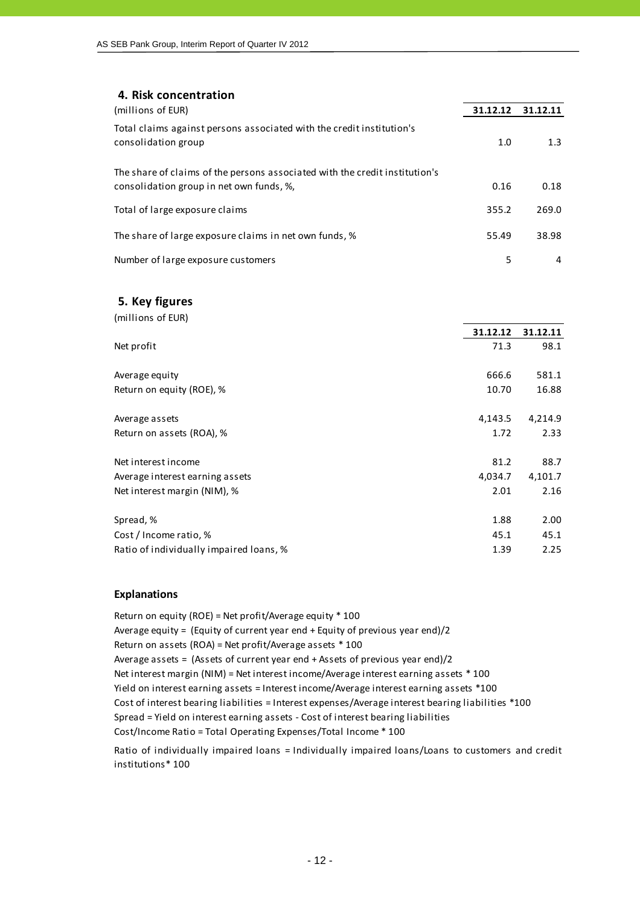## 4. Risk concentration

| (millions of EUR) | 31.12.12 | 31.12.11 |
|---|---|---|
| Total claims against persons associated with the credit institution's consolidation group | 1.0 | 1.3 |
| The share of claims of the persons associated with the credit institution's consolidation group in net own funds, %, | 0.16 | 0.18 |
| Total of large exposure claims | 355.2 | 269.0 |
| The share of large exposure claims in net own funds, % | 55.49 | 38.98 |
| Number of large exposure customers | 5 | 4 |

## 5. Key figures

(millions of EUR)

| | 31.12.12 | 31.12.11 |
|---|---|---|
| Net profit | 71.3 | 98.1 |
| Average equity | 666.6 | 581.1 |
| Return on equity (ROE), % | 10.70 | 16.88 |
| Average assets | 4,143.5 | 4,214.9 |
| Return on assets (ROA), % | 1.72 | 2.33 |
| Net interest income | 81.2 | 88.7 |
| Average interest earning assets | 4,034.7 | 4,101.7 |
| Net interest margin (NIM), % | 2.01 | 2.16 |
| Spread, % | 1.88 | 2.00 |
| Cost / Income ratio, % | 45.1 | 45.1 |
| Ratio of individually impaired loans, % | 1.39 | 2.25 |

### Explanations

Return on equity (ROE) = Net profit/Average equity * 100
Average equity = (Equity of current year end + Equity of previous year end)/2
Return on assets (ROA) = Net profit/Average assets * 100
Average assets = (Assets of current year end + Assets of previous year end)/2
Net interest margin (NIM) = Net interest income/Average interest earning assets * 100
Yield on interest earning assets = Interest income/Average interest earning assets *100
Cost of interest bearing liabilities = Interest expenses/Average interest bearing liabilities *100
Spread = Yield on interest earning assets - Cost of interest bearing liabilities
Cost/Income Ratio = Total Operating Expenses/Total Income * 100

Ratio of individually impaired loans = Individually impaired loans/Loans to customers and credit institutions* 100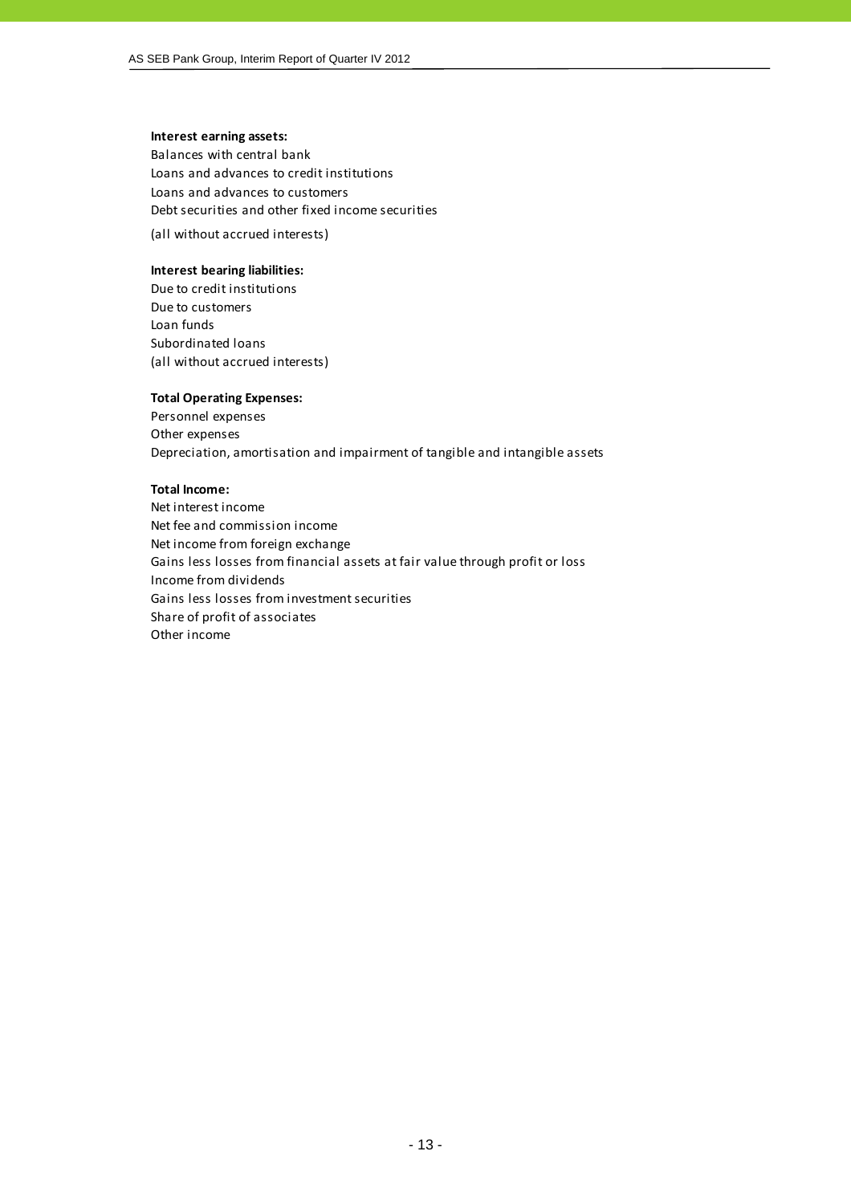**Interest earning assets:**

Balances with central bank
Loans and advances to credit institutions
Loans and advances to customers
Debt securities and other fixed income securities

(all without accrued interests)

**Interest bearing liabilities:**

Due to credit institutions
Due to customers
Loan funds
Subordinated loans
(all without accrued interests)

**Total Operating Expenses:**

Personnel expenses
Other expenses
Depreciation, amortisation and impairment of tangible and intangible assets

**Total Income:**

Net interest income
Net fee and commission income
Net income from foreign exchange
Gains less losses from financial assets at fair value through profit or loss
Income from dividends
Gains less losses from investment securities
Share of profit of associates
Other income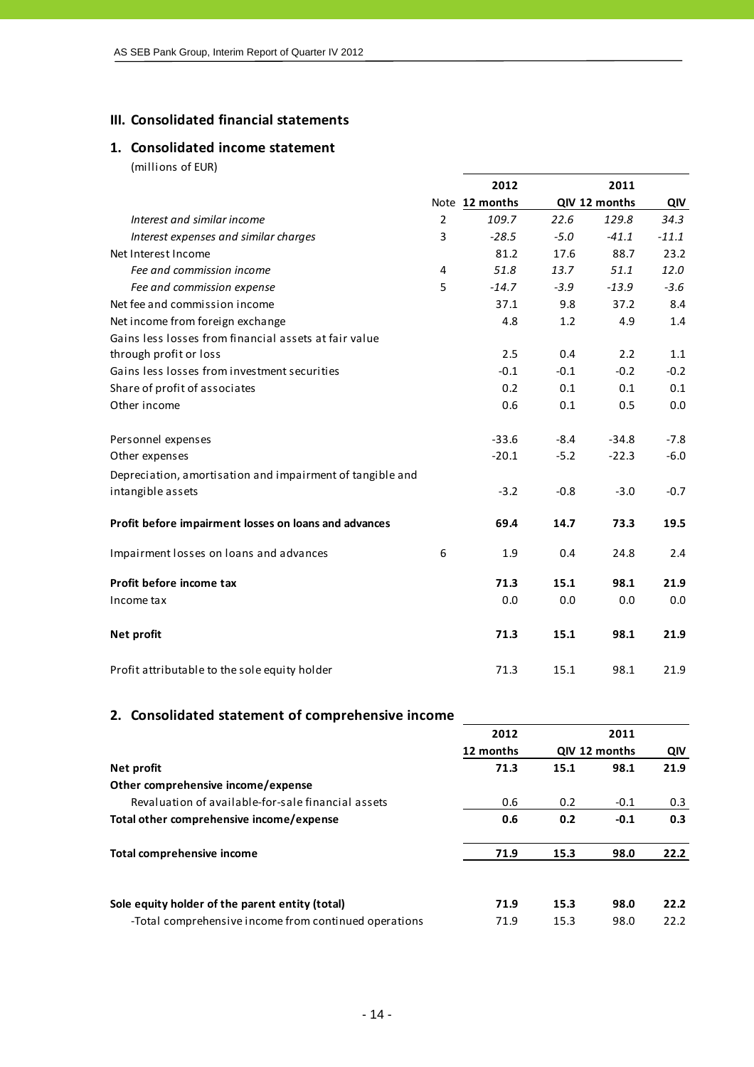## III. Consolidated financial statements

### 1. Consolidated income statement

(millions of EUR)

| | Note | 2012 12 months | QIV | 2011 12 months | QIV |
|---|---|---|---|---|---|
| *Interest and similar income* | 2 | *109.7* | *22.6* | *129.8* | *34.3* |
| *Interest expenses and similar charges* | 3 | *-28.5* | *-5.0* | *-41.1* | *-11.1* |
| Net Interest Income | | 81.2 | 17.6 | 88.7 | 23.2 |
| *Fee and commission income* | 4 | *51.8* | *13.7* | *51.1* | *12.0* |
| *Fee and commission expense* | 5 | *-14.7* | *-3.9* | *-13.9* | *-3.6* |
| Net fee and commission income | | 37.1 | 9.8 | 37.2 | 8.4 |
| Net income from foreign exchange | | 4.8 | 1.2 | 4.9 | 1.4 |
| Gains less losses from financial assets at fair value through profit or loss | | 2.5 | 0.4 | 2.2 | 1.1 |
| Gains less losses from investment securities | | -0.1 | -0.1 | -0.2 | -0.2 |
| Share of profit of associates | | 0.2 | 0.1 | 0.1 | 0.1 |
| Other income | | 0.6 | 0.1 | 0.5 | 0.0 |
| Personnel expenses | | -33.6 | -8.4 | -34.8 | -7.8 |
| Other expenses | | -20.1 | -5.2 | -22.3 | -6.0 |
| Depreciation, amortisation and impairment of tangible and intangible assets | | -3.2 | -0.8 | -3.0 | -0.7 |
| **Profit before impairment losses on loans and advances** | | **69.4** | **14.7** | **73.3** | **19.5** |
| Impairment losses on loans and advances | 6 | 1.9 | 0.4 | 24.8 | 2.4 |
| **Profit before income tax** | | **71.3** | **15.1** | **98.1** | **21.9** |
| Income tax | | 0.0 | 0.0 | 0.0 | 0.0 |
| **Net profit** | | **71.3** | **15.1** | **98.1** | **21.9** |
| Profit attributable to the sole equity holder | | 71.3 | 15.1 | 98.1 | 21.9 |

### 2. Consolidated statement of comprehensive income

| | 2012 12 months | QIV | 2011 12 months | QIV |
|---|---|---|---|---|
| **Net profit** | **71.3** | **15.1** | **98.1** | **21.9** |
| **Other comprehensive income/expense** | | | | |
| Revaluation of available-for-sale financial assets | 0.6 | 0.2 | -0.1 | 0.3 |
| **Total other comprehensive income/expense** | **0.6** | **0.2** | **-0.1** | **0.3** |
| **Total comprehensive income** | **71.9** | **15.3** | **98.0** | **22.2** |
| **Sole equity holder of the parent entity (total)** | **71.9** | **15.3** | **98.0** | **22.2** |
| -Total comprehensive income from continued operations | 71.9 | 15.3 | 98.0 | 22.2 |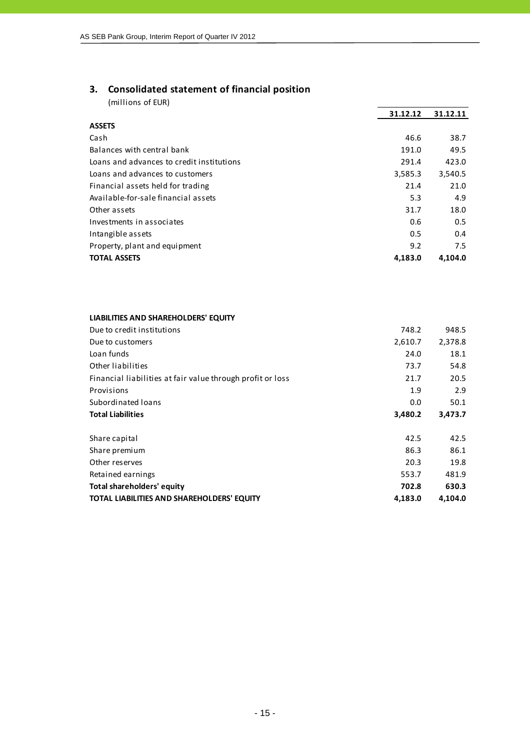## 3. Consolidated statement of financial position

(millions of EUR)

| | 31.12.12 | 31.12.11 |
|---|---|---|
| **ASSETS** | | |
| Cash | 46.6 | 38.7 |
| Balances with central bank | 191.0 | 49.5 |
| Loans and advances to credit institutions | 291.4 | 423.0 |
| Loans and advances to customers | 3,585.3 | 3,540.5 |
| Financial assets held for trading | 21.4 | 21.0 |
| Available-for-sale financial assets | 5.3 | 4.9 |
| Other assets | 31.7 | 18.0 |
| Investments in associates | 0.6 | 0.5 |
| Intangible assets | 0.5 | 0.4 |
| Property, plant and equipment | 9.2 | 7.5 |
| **TOTAL ASSETS** | **4,183.0** | **4,104.0** |

| | 31.12.12 | 31.12.11 |
|---|---|---|
| **LIABILITIES AND SHAREHOLDERS' EQUITY** | | |
| Due to credit institutions | 748.2 | 948.5 |
| Due to customers | 2,610.7 | 2,378.8 |
| Loan funds | 24.0 | 18.1 |
| Other liabilities | 73.7 | 54.8 |
| Financial liabilities at fair value through profit or loss | 21.7 | 20.5 |
| Provisions | 1.9 | 2.9 |
| Subordinated loans | 0.0 | 50.1 |
| **Total Liabilities** | **3,480.2** | **3,473.7** |
| | | |
| Share capital | 42.5 | 42.5 |
| Share premium | 86.3 | 86.1 |
| Other reserves | 20.3 | 19.8 |
| Retained earnings | 553.7 | 481.9 |
| **Total shareholders' equity** | **702.8** | **630.3** |
| **TOTAL LIABILITIES AND SHAREHOLDERS' EQUITY** | **4,183.0** | **4,104.0** |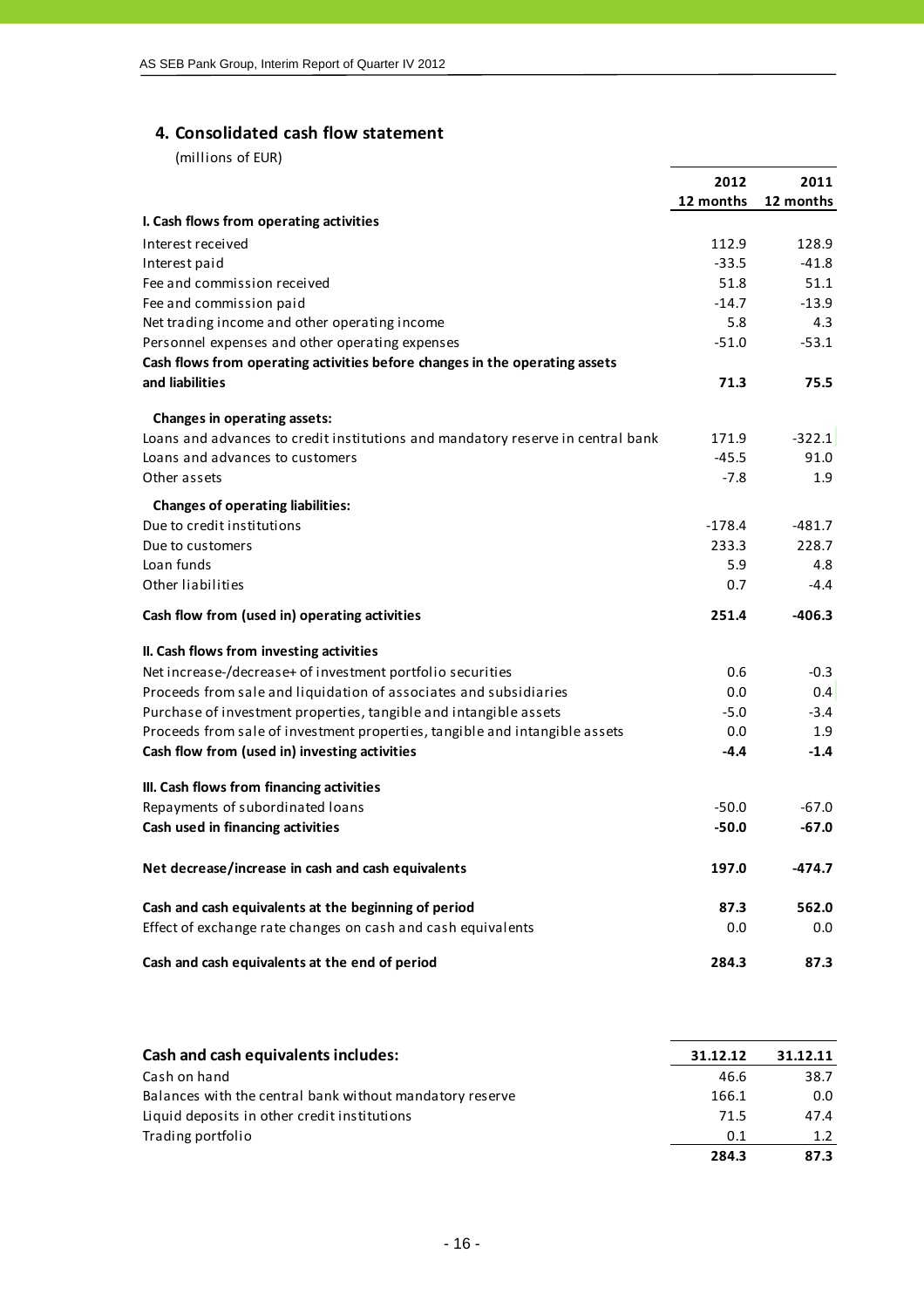## 4. Consolidated cash flow statement

(millions of EUR)

| | 2012 12 months | 2011 12 months |
|---|---|---|
| **I. Cash flows from operating activities** | | |
| Interest received | 112.9 | 128.9 |
| Interest paid | -33.5 | -41.8 |
| Fee and commission received | 51.8 | 51.1 |
| Fee and commission paid | -14.7 | -13.9 |
| Net trading income and other operating income | 5.8 | 4.3 |
| Personnel expenses and other operating expenses | -51.0 | -53.1 |
| **Cash flows from operating activities before changes in the operating assets and liabilities** | **71.3** | **75.5** |
| **Changes in operating assets:** | | |
| Loans and advances to credit institutions and mandatory reserve in central bank | 171.9 | -322.1 |
| Loans and advances to customers | -45.5 | 91.0 |
| Other assets | -7.8 | 1.9 |
| **Changes of operating liabilities:** | | |
| Due to credit institutions | -178.4 | -481.7 |
| Due to customers | 233.3 | 228.7 |
| Loan funds | 5.9 | 4.8 |
| Other liabilities | 0.7 | -4.4 |
| **Cash flow from (used in) operating activities** | **251.4** | **-406.3** |
| **II. Cash flows from investing activities** | | |
| Net increase-/decrease+ of investment portfolio securities | 0.6 | -0.3 |
| Proceeds from sale and liquidation of associates and subsidiaries | 0.0 | 0.4 |
| Purchase of investment properties, tangible and intangible assets | -5.0 | -3.4 |
| Proceeds from sale of investment properties, tangible and intangible assets | 0.0 | 1.9 |
| **Cash flow from (used in) investing activities** | **-4.4** | **-1.4** |
| **III. Cash flows from financing activities** | | |
| Repayments of subordinated loans | -50.0 | -67.0 |
| **Cash used in financing activities** | **-50.0** | **-67.0** |
| **Net decrease/increase in cash and cash equivalents** | **197.0** | **-474.7** |
| **Cash and cash equivalents at the beginning of period** | **87.3** | **562.0** |
| Effect of exchange rate changes on cash and cash equivalents | 0.0 | 0.0 |
| **Cash and cash equivalents at the end of period** | **284.3** | **87.3** |

| **Cash and cash equivalents includes:** | 31.12.12 | 31.12.11 |
|---|---|---|
| Cash on hand | 46.6 | 38.7 |
| Balances with the central bank without mandatory reserve | 166.1 | 0.0 |
| Liquid deposits in other credit institutions | 71.5 | 47.4 |
| Trading portfolio | 0.1 | 1.2 |
| | **284.3** | **87.3** |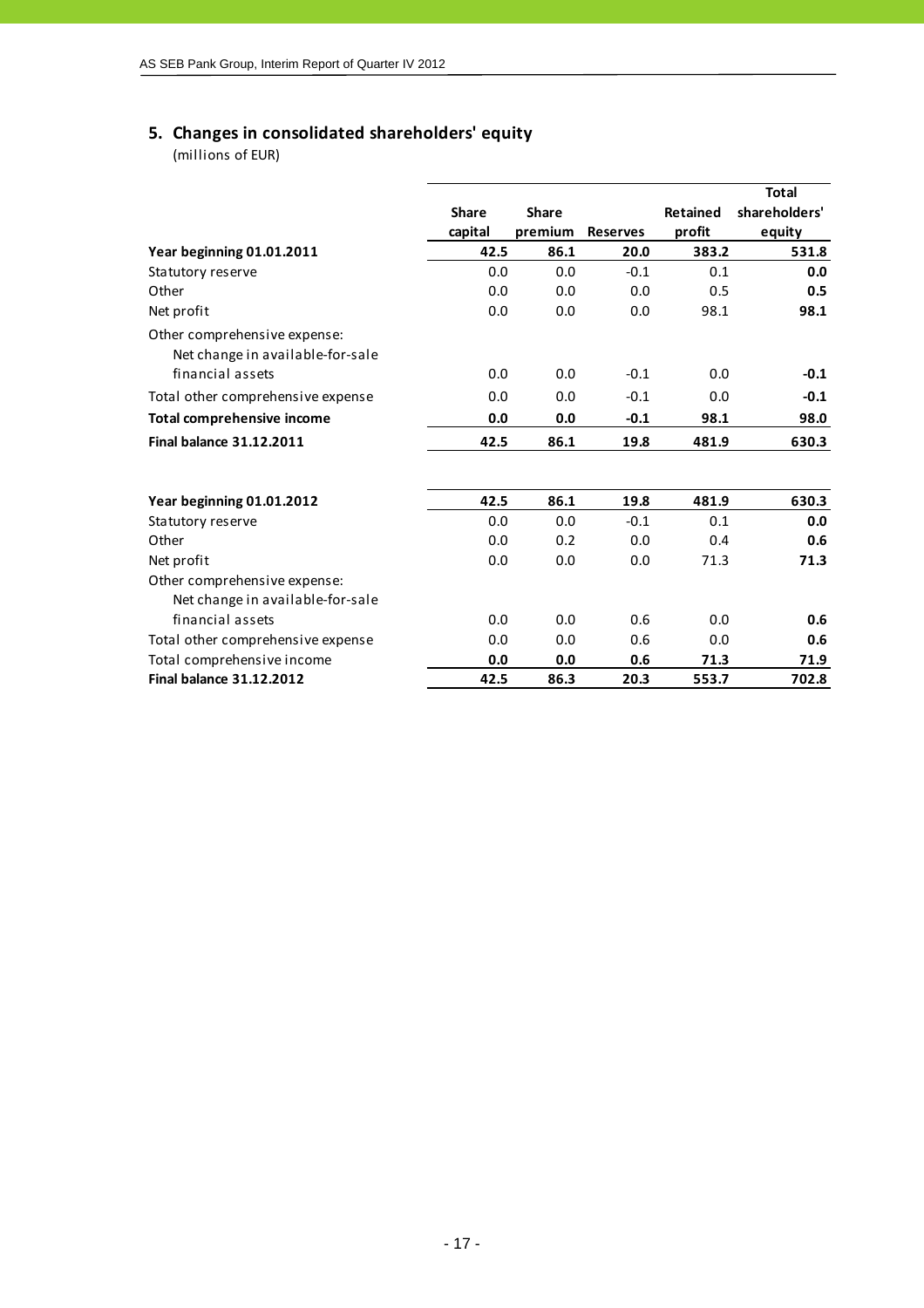## 5. Changes in consolidated shareholders' equity

(millions of EUR)

| | Share capital | Share premium | Reserves | Retained profit | Total shareholders' equity |
|---|---|---|---|---|---|
| **Year beginning 01.01.2011** | **42.5** | **86.1** | **20.0** | **383.2** | **531.8** |
| Statutory reserve | 0.0 | 0.0 | -0.1 | 0.1 | **0.0** |
| Other | 0.0 | 0.0 | 0.0 | 0.5 | **0.5** |
| Net profit | 0.0 | 0.0 | 0.0 | 98.1 | **98.1** |
| Other comprehensive expense: | | | | | |
| Net change in available-for-sale financial assets | 0.0 | 0.0 | -0.1 | 0.0 | **-0.1** |
| Total other comprehensive expense | 0.0 | 0.0 | -0.1 | 0.0 | **-0.1** |
| **Total comprehensive income** | **0.0** | **0.0** | **-0.1** | **98.1** | **98.0** |
| **Final balance 31.12.2011** | **42.5** | **86.1** | **19.8** | **481.9** | **630.3** |
| | | | | | |
| **Year beginning 01.01.2012** | **42.5** | **86.1** | **19.8** | **481.9** | **630.3** |
| Statutory reserve | 0.0 | 0.0 | -0.1 | 0.1 | **0.0** |
| Other | 0.0 | 0.2 | 0.0 | 0.4 | **0.6** |
| Net profit | 0.0 | 0.0 | 0.0 | 71.3 | **71.3** |
| Other comprehensive expense: | | | | | |
| Net change in available-for-sale financial assets | 0.0 | 0.0 | 0.6 | 0.0 | **0.6** |
| Total other comprehensive expense | 0.0 | 0.0 | 0.6 | 0.0 | **0.6** |
| Total comprehensive income | **0.0** | **0.0** | **0.6** | **71.3** | **71.9** |
| **Final balance 31.12.2012** | **42.5** | **86.3** | **20.3** | **553.7** | **702.8** |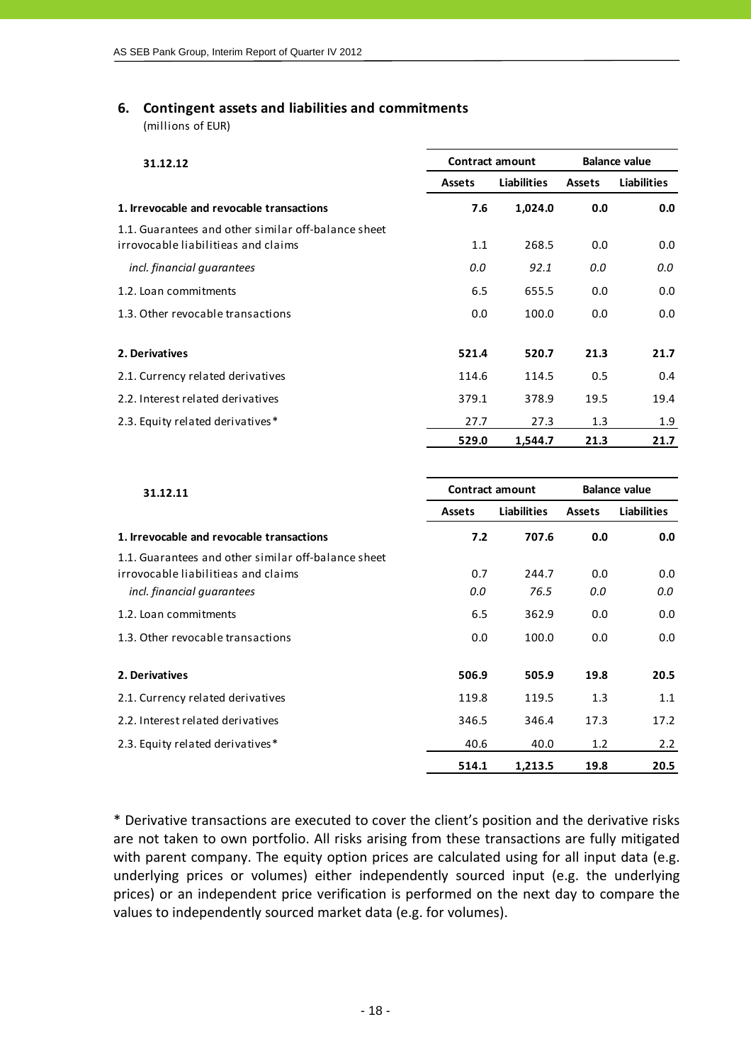## 6. Contingent assets and liabilities and commitments

(millions of EUR)

| 31.12.12 | Contract amount | | Balance value | |
|---|---|---|---|---|
| | Assets | Liabilities | Assets | Liabilities |
| **1. Irrevocable and revocable transactions** | **7.6** | **1,024.0** | **0.0** | **0.0** |
| 1.1. Guarantees and other similar off-balance sheet irrovocable liabilitieas and claims | 1.1 | 268.5 | 0.0 | 0.0 |
| *incl. financial guarantees* | *0.0* | *92.1* | *0.0* | *0.0* |
| 1.2. Loan commitments | 6.5 | 655.5 | 0.0 | 0.0 |
| 1.3. Other revocable transactions | 0.0 | 100.0 | 0.0 | 0.0 |
| **2. Derivatives** | **521.4** | **520.7** | **21.3** | **21.7** |
| 2.1. Currency related derivatives | 114.6 | 114.5 | 0.5 | 0.4 |
| 2.2. Interest related derivatives | 379.1 | 378.9 | 19.5 | 19.4 |
| 2.3. Equity related derivatives* | 27.7 | 27.3 | 1.3 | 1.9 |
| | **529.0** | **1,544.7** | **21.3** | **21.7** |

| 31.12.11 | Contract amount | | Balance value | |
|---|---|---|---|---|
| | Assets | Liabilities | Assets | Liabilities |
| **1. Irrevocable and revocable transactions** | **7.2** | **707.6** | **0.0** | **0.0** |
| 1.1. Guarantees and other similar off-balance sheet irrovocable liabilitieas and claims | 0.7 | 244.7 | 0.0 | 0.0 |
| *incl. financial guarantees* | *0.0* | *76.5* | *0.0* | *0.0* |
| 1.2. Loan commitments | 6.5 | 362.9 | 0.0 | 0.0 |
| 1.3. Other revocable transactions | 0.0 | 100.0 | 0.0 | 0.0 |
| **2. Derivatives** | **506.9** | **505.9** | **19.8** | **20.5** |
| 2.1. Currency related derivatives | 119.8 | 119.5 | 1.3 | 1.1 |
| 2.2. Interest related derivatives | 346.5 | 346.4 | 17.3 | 17.2 |
| 2.3. Equity related derivatives* | 40.6 | 40.0 | 1.2 | 2.2 |
| | **514.1** | **1,213.5** | **19.8** | **20.5** |

* Derivative transactions are executed to cover the client's position and the derivative risks are not taken to own portfolio. All risks arising from these transactions are fully mitigated with parent company. The equity option prices are calculated using for all input data (e.g. underlying prices or volumes) either independently sourced input (e.g. the underlying prices) or an independent price verification is performed on the next day to compare the values to independently sourced market data (e.g. for volumes).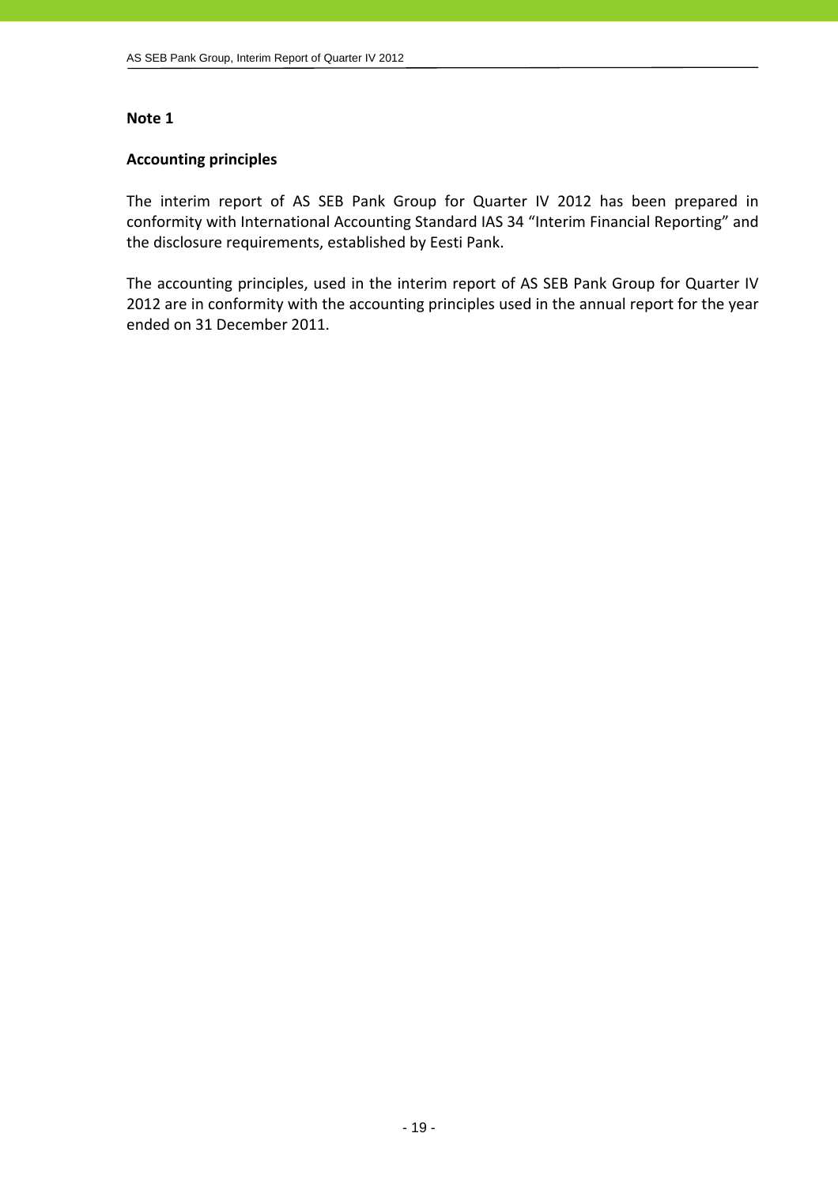**Note 1**

**Accounting principles**

The interim report of AS SEB Pank Group for Quarter IV 2012 has been prepared in conformity with International Accounting Standard IAS 34 "Interim Financial Reporting" and the disclosure requirements, established by Eesti Pank.

The accounting principles, used in the interim report of AS SEB Pank Group for Quarter IV 2012 are in conformity with the accounting principles used in the annual report for the year ended on 31 December 2011.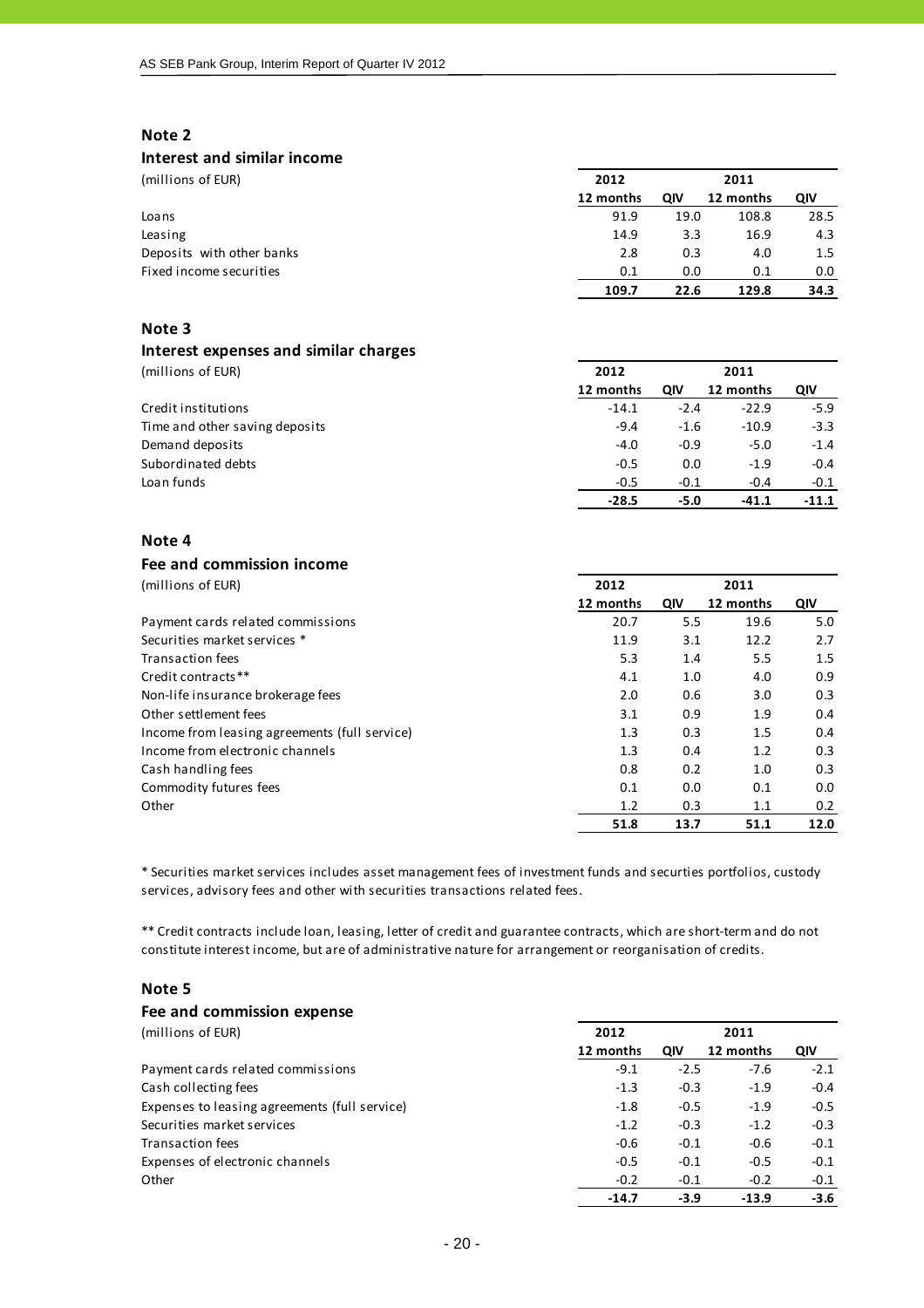## Note 2

### Interest and similar income

| (millions of EUR) | 2012 | | 2011 | |
|---|---|---|---|---|
| | 12 months | QIV | 12 months | QIV |
| Loans | 91.9 | 19.0 | 108.8 | 28.5 |
| Leasing | 14.9 | 3.3 | 16.9 | 4.3 |
| Deposits with other banks | 2.8 | 0.3 | 4.0 | 1.5 |
| Fixed income securities | 0.1 | 0.0 | 0.1 | 0.0 |
| | **109.7** | **22.6** | **129.8** | **34.3** |

## Note 3

### Interest expenses and similar charges

| (millions of EUR) | 2012 | | 2011 | |
|---|---|---|---|---|
| | 12 months | QIV | 12 months | QIV |
| Credit institutions | -14.1 | -2.4 | -22.9 | -5.9 |
| Time and other saving deposits | -9.4 | -1.6 | -10.9 | -3.3 |
| Demand deposits | -4.0 | -0.9 | -5.0 | -1.4 |
| Subordinated debts | -0.5 | 0.0 | -1.9 | -0.4 |
| Loan funds | -0.5 | -0.1 | -0.4 | -0.1 |
| | **-28.5** | **-5.0** | **-41.1** | **-11.1** |

## Note 4

### Fee and commission income

| (millions of EUR) | 2012 | | 2011 | |
|---|---|---|---|---|
| | 12 months | QIV | 12 months | QIV |
| Payment cards related commissions | 20.7 | 5.5 | 19.6 | 5.0 |
| Securities market services * | 11.9 | 3.1 | 12.2 | 2.7 |
| Transaction fees | 5.3 | 1.4 | 5.5 | 1.5 |
| Credit contracts** | 4.1 | 1.0 | 4.0 | 0.9 |
| Non-life insurance brokerage fees | 2.0 | 0.6 | 3.0 | 0.3 |
| Other settlement fees | 3.1 | 0.9 | 1.9 | 0.4 |
| Income from leasing agreements (full service) | 1.3 | 0.3 | 1.5 | 0.4 |
| Income from electronic channels | 1.3 | 0.4 | 1.2 | 0.3 |
| Cash handling fees | 0.8 | 0.2 | 1.0 | 0.3 |
| Commodity futures fees | 0.1 | 0.0 | 0.1 | 0.0 |
| Other | 1.2 | 0.3 | 1.1 | 0.2 |
| | **51.8** | **13.7** | **51.1** | **12.0** |

* Securities market services includes asset management fees of investment funds and securties portfolios, custody services, advisory fees and other with securities transactions related fees.

** Credit contracts include loan, leasing, letter of credit and guarantee contracts, which are short-term and do not constitute interest income, but are of administrative nature for arrangement or reorganisation of credits.

## Note 5

### Fee and commission expense

| (millions of EUR) | 2012 | | 2011 | |
|---|---|---|---|---|
| | 12 months | QIV | 12 months | QIV |
| Payment cards related commissions | -9.1 | -2.5 | -7.6 | -2.1 |
| Cash collecting fees | -1.3 | -0.3 | -1.9 | -0.4 |
| Expenses to leasing agreements (full service) | -1.8 | -0.5 | -1.9 | -0.5 |
| Securities market services | -1.2 | -0.3 | -1.2 | -0.3 |
| Transaction fees | -0.6 | -0.1 | -0.6 | -0.1 |
| Expenses of electronic channels | -0.5 | -0.1 | -0.5 | -0.1 |
| Other | -0.2 | -0.1 | -0.2 | -0.1 |
| | **-14.7** | **-3.9** | **-13.9** | **-3.6** |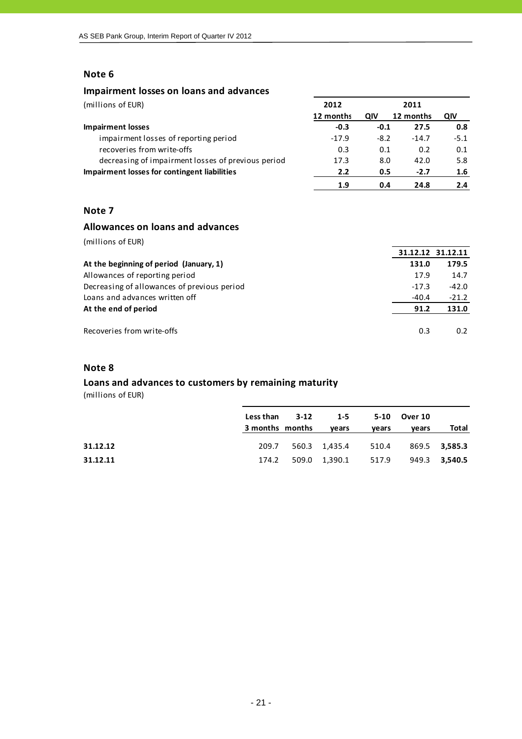## Note 6

### Impairment losses on loans and advances

(millions of EUR)

| | 2012 | | 2011 | |
|---|---|---|---|---|
| | 12 months | QIV | 12 months | QIV |
| **Impairment losses** | **-0.3** | **-0.1** | **27.5** | **0.8** |
| impairment losses of reporting period | -17.9 | -8.2 | -14.7 | -5.1 |
| recoveries from write-offs | 0.3 | 0.1 | 0.2 | 0.1 |
| decreasing of impairment losses of previous period | 17.3 | 8.0 | 42.0 | 5.8 |
| **Impairment losses for contingent liabilities** | **2.2** | **0.5** | **-2.7** | **1.6** |
| | **1.9** | **0.4** | **24.8** | **2.4** |

## Note 7

### Allowances on loans and advances

(millions of EUR)

| | 31.12.12 | 31.12.11 |
|---|---|---|
| **At the beginning of period (January, 1)** | **131.0** | **179.5** |
| Allowances of reporting period | 17.9 | 14.7 |
| Decreasing of allowances of previous period | -17.3 | -42.0 |
| Loans and advances written off | -40.4 | -21.2 |
| **At the end of period** | **91.2** | **131.0** |
| | | |
| Recoveries from write-offs | 0.3 | 0.2 |

## Note 8

### Loans and advances to customers by remaining maturity

(millions of EUR)

| | Less than 3 months | 3-12 months | 1-5 years | 5-10 years | Over 10 years | Total |
|---|---|---|---|---|---|---|
| **31.12.12** | 209.7 | 560.3 | 1,435.4 | 510.4 | 869.5 | **3,585.3** |
| **31.12.11** | 174.2 | 509.0 | 1,390.1 | 517.9 | 949.3 | **3,540.5** |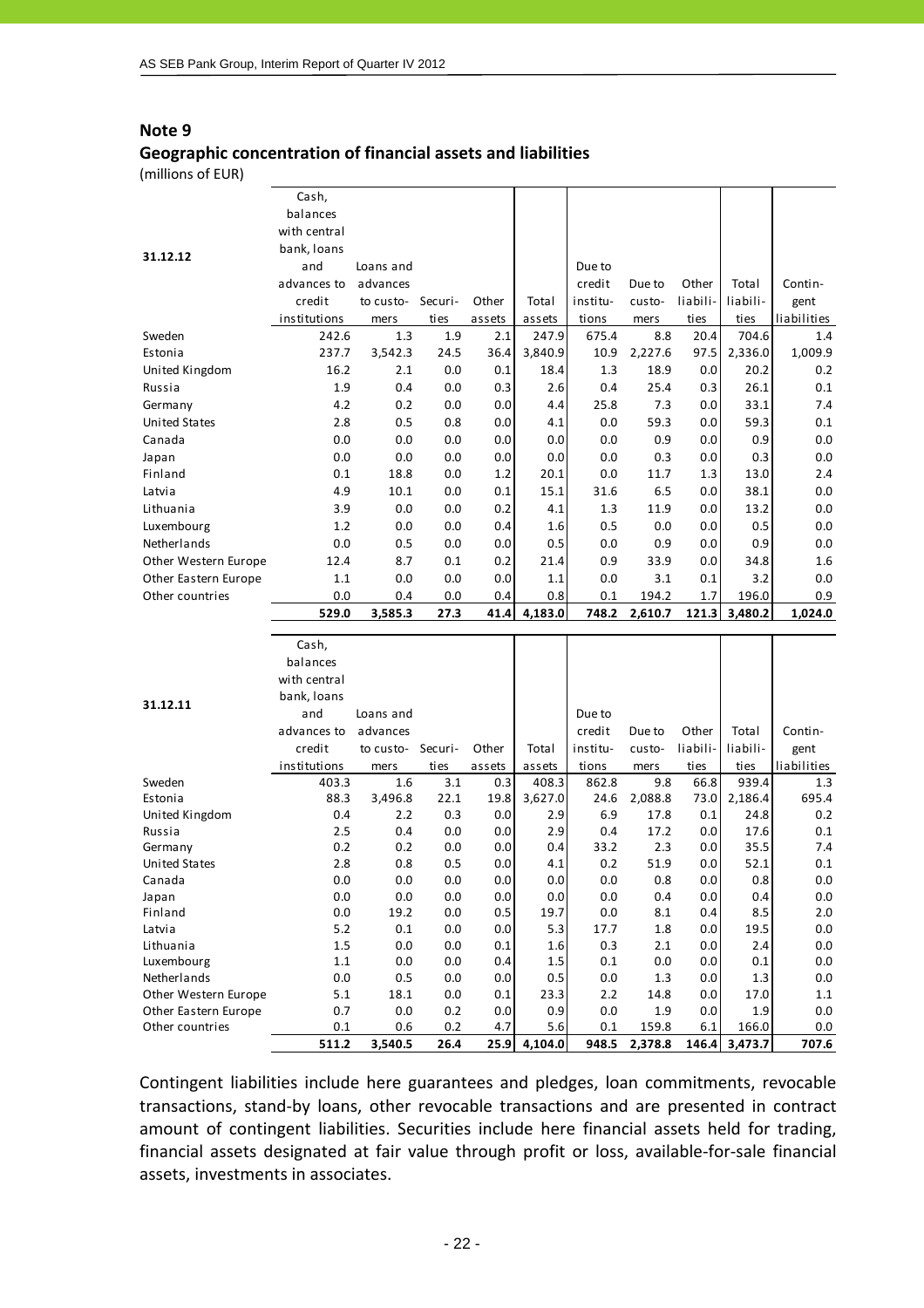## Note 9

### Geographic concentration of financial assets and liabilities

(millions of EUR)

| 31.12.12 | Cash, balances with central bank, loans and advances to credit institutions | Loans and advances to customers | Securities | Other assets | Total assets | Due to credit institutions | Due to customers | Other liabilities | Total liabilities | Contingent liabilities |
|---|---|---|---|---|---|---|---|---|---|---|
| Sweden | 242.6 | 1.3 | 1.9 | 2.1 | 247.9 | 675.4 | 8.8 | 20.4 | 704.6 | 1.4 |
| Estonia | 237.7 | 3,542.3 | 24.5 | 36.4 | 3,840.9 | 10.9 | 2,227.6 | 97.5 | 2,336.0 | 1,009.9 |
| United Kingdom | 16.2 | 2.1 | 0.0 | 0.1 | 18.4 | 1.3 | 18.9 | 0.0 | 20.2 | 0.2 |
| Russia | 1.9 | 0.4 | 0.0 | 0.3 | 2.6 | 0.4 | 25.4 | 0.3 | 26.1 | 0.1 |
| Germany | 4.2 | 0.2 | 0.0 | 0.0 | 4.4 | 25.8 | 7.3 | 0.0 | 33.1 | 7.4 |
| United States | 2.8 | 0.5 | 0.8 | 0.0 | 4.1 | 0.0 | 59.3 | 0.0 | 59.3 | 0.1 |
| Canada | 0.0 | 0.0 | 0.0 | 0.0 | 0.0 | 0.0 | 0.9 | 0.0 | 0.9 | 0.0 |
| Japan | 0.0 | 0.0 | 0.0 | 0.0 | 0.0 | 0.0 | 0.3 | 0.0 | 0.3 | 0.0 |
| Finland | 0.1 | 18.8 | 0.0 | 1.2 | 20.1 | 0.0 | 11.7 | 1.3 | 13.0 | 2.4 |
| Latvia | 4.9 | 10.1 | 0.0 | 0.1 | 15.1 | 31.6 | 6.5 | 0.0 | 38.1 | 0.0 |
| Lithuania | 3.9 | 0.0 | 0.0 | 0.2 | 4.1 | 1.3 | 11.9 | 0.0 | 13.2 | 0.0 |
| Luxembourg | 1.2 | 0.0 | 0.0 | 0.4 | 1.6 | 0.5 | 0.0 | 0.0 | 0.5 | 0.0 |
| Netherlands | 0.0 | 0.5 | 0.0 | 0.0 | 0.5 | 0.0 | 0.9 | 0.0 | 0.9 | 0.0 |
| Other Western Europe | 12.4 | 8.7 | 0.1 | 0.2 | 21.4 | 0.9 | 33.9 | 0.0 | 34.8 | 1.6 |
| Other Eastern Europe | 1.1 | 0.0 | 0.0 | 0.0 | 1.1 | 0.0 | 3.1 | 0.1 | 3.2 | 0.0 |
| Other countries | 0.0 | 0.4 | 0.0 | 0.4 | 0.8 | 0.1 | 194.2 | 1.7 | 196.0 | 0.9 |
| | **529.0** | **3,585.3** | **27.3** | **41.4** | **4,183.0** | **748.2** | **2,610.7** | **121.3** | **3,480.2** | **1,024.0** |

| 31.12.11 | Cash, balances with central bank, loans and advances to credit institutions | Loans and advances to customers | Securities | Other assets | Total assets | Due to credit institutions | Due to customers | Other liabilities | Total liabilities | Contingent liabilities |
|---|---|---|---|---|---|---|---|---|---|---|
| Sweden | 403.3 | 1.6 | 3.1 | 0.3 | 408.3 | 862.8 | 9.8 | 66.8 | 939.4 | 1.3 |
| Estonia | 88.3 | 3,496.8 | 22.1 | 19.8 | 3,627.0 | 24.6 | 2,088.8 | 73.0 | 2,186.4 | 695.4 |
| United Kingdom | 0.4 | 2.2 | 0.3 | 0.0 | 2.9 | 6.9 | 17.8 | 0.1 | 24.8 | 0.2 |
| Russia | 2.5 | 0.4 | 0.0 | 0.0 | 2.9 | 0.4 | 17.2 | 0.0 | 17.6 | 0.1 |
| Germany | 0.2 | 0.2 | 0.0 | 0.0 | 0.4 | 33.2 | 2.3 | 0.0 | 35.5 | 7.4 |
| United States | 2.8 | 0.8 | 0.5 | 0.0 | 4.1 | 0.2 | 51.9 | 0.0 | 52.1 | 0.1 |
| Canada | 0.0 | 0.0 | 0.0 | 0.0 | 0.0 | 0.0 | 0.8 | 0.0 | 0.8 | 0.0 |
| Japan | 0.0 | 0.0 | 0.0 | 0.0 | 0.0 | 0.0 | 0.4 | 0.0 | 0.4 | 0.0 |
| Finland | 0.0 | 19.2 | 0.0 | 0.5 | 19.7 | 0.0 | 8.1 | 0.4 | 8.5 | 2.0 |
| Latvia | 5.2 | 0.1 | 0.0 | 0.0 | 5.3 | 17.7 | 1.8 | 0.0 | 19.5 | 0.0 |
| Lithuania | 1.5 | 0.0 | 0.0 | 0.1 | 1.6 | 0.3 | 2.1 | 0.0 | 2.4 | 0.0 |
| Luxembourg | 1.1 | 0.0 | 0.0 | 0.4 | 1.5 | 0.1 | 0.0 | 0.0 | 0.1 | 0.0 |
| Netherlands | 0.0 | 0.5 | 0.0 | 0.0 | 0.5 | 0.0 | 1.3 | 0.0 | 1.3 | 0.0 |
| Other Western Europe | 5.1 | 18.1 | 0.0 | 0.1 | 23.3 | 2.2 | 14.8 | 0.0 | 17.0 | 1.1 |
| Other Eastern Europe | 0.7 | 0.0 | 0.2 | 0.0 | 0.9 | 0.0 | 1.9 | 0.0 | 1.9 | 0.0 |
| Other countries | 0.1 | 0.6 | 0.2 | 4.7 | 5.6 | 0.1 | 159.8 | 6.1 | 166.0 | 0.0 |
| | **511.2** | **3,540.5** | **26.4** | **25.9** | **4,104.0** | **948.5** | **2,378.8** | **146.4** | **3,473.7** | **707.6** |

Contingent liabilities include here guarantees and pledges, loan commitments, revocable transactions, stand-by loans, other revocable transactions and are presented in contract amount of contingent liabilities. Securities include here financial assets held for trading, financial assets designated at fair value through profit or loss, available-for-sale financial assets, investments in associates.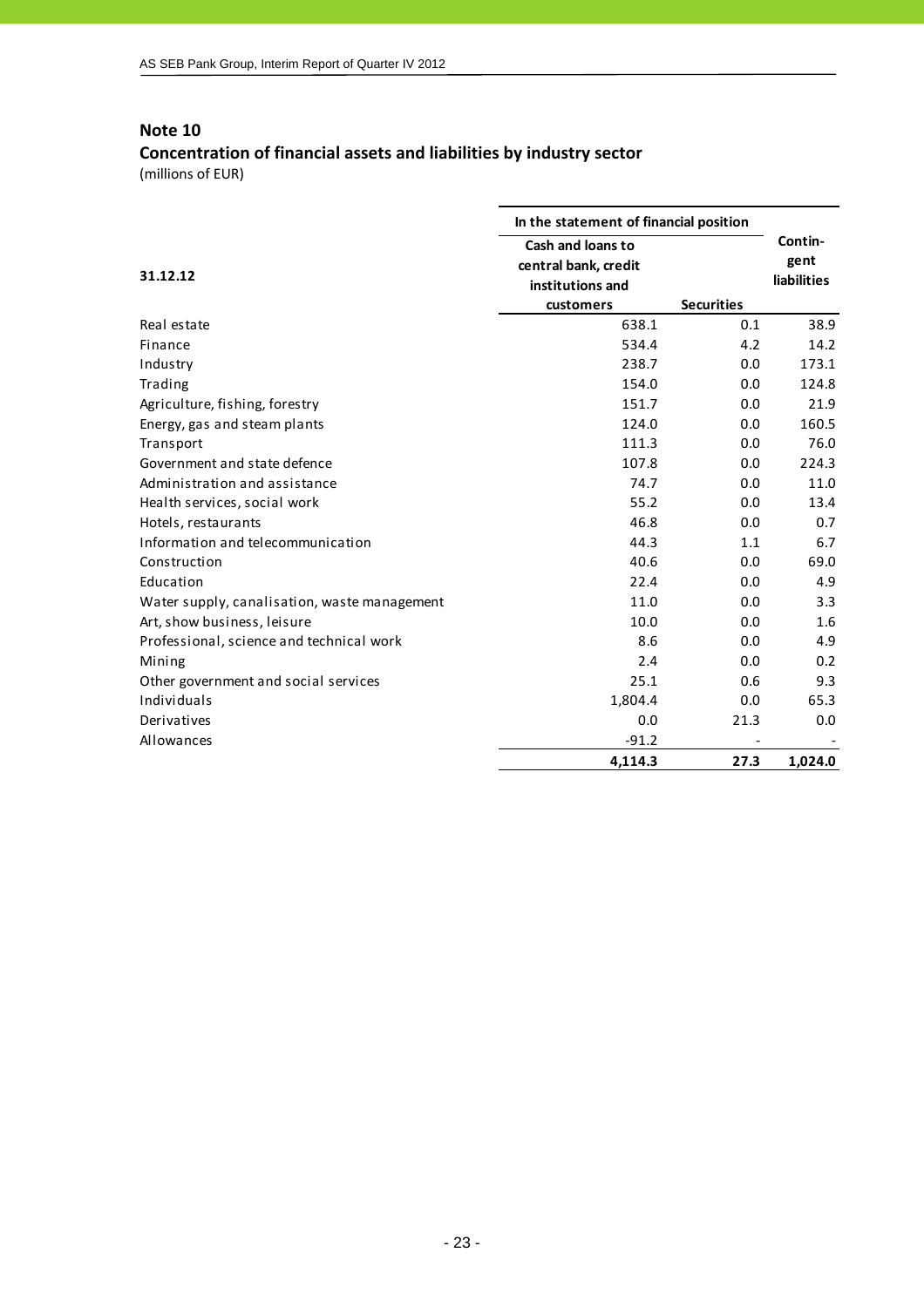## Note 10

### Concentration of financial assets and liabilities by industry sector

(millions of EUR)

| 31.12.12 | In the statement of financial position | | Contin-gent liabilities |
|---|---|---|---|
| | Cash and loans to central bank, credit institutions and customers | Securities | |
| Real estate | 638.1 | 0.1 | 38.9 |
| Finance | 534.4 | 4.2 | 14.2 |
| Industry | 238.7 | 0.0 | 173.1 |
| Trading | 154.0 | 0.0 | 124.8 |
| Agriculture, fishing, forestry | 151.7 | 0.0 | 21.9 |
| Energy, gas and steam plants | 124.0 | 0.0 | 160.5 |
| Transport | 111.3 | 0.0 | 76.0 |
| Government and state defence | 107.8 | 0.0 | 224.3 |
| Administration and assistance | 74.7 | 0.0 | 11.0 |
| Health services, social work | 55.2 | 0.0 | 13.4 |
| Hotels, restaurants | 46.8 | 0.0 | 0.7 |
| Information and telecommunication | 44.3 | 1.1 | 6.7 |
| Construction | 40.6 | 0.0 | 69.0 |
| Education | 22.4 | 0.0 | 4.9 |
| Water supply, canalisation, waste management | 11.0 | 0.0 | 3.3 |
| Art, show business, leisure | 10.0 | 0.0 | 1.6 |
| Professional, science and technical work | 8.6 | 0.0 | 4.9 |
| Mining | 2.4 | 0.0 | 0.2 |
| Other government and social services | 25.1 | 0.6 | 9.3 |
| Individuals | 1,804.4 | 0.0 | 65.3 |
| Derivatives | 0.0 | 21.3 | 0.0 |
| Allowances | -91.2 | - | - |
| | **4,114.3** | **27.3** | **1,024.0** |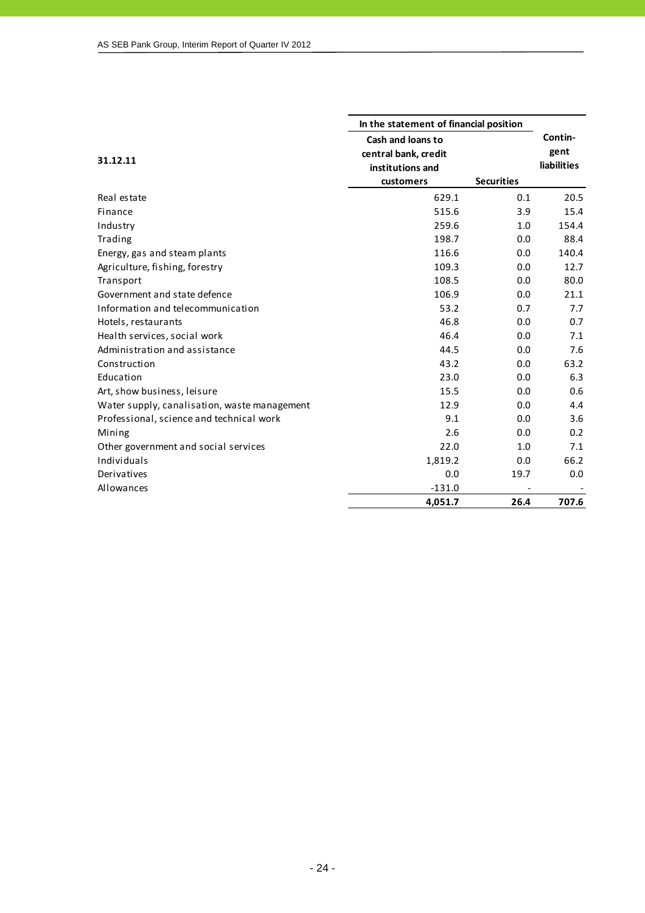| 31.12.11 | In the statement of financial position | | Contin-gent liabilities |
|---|---|---|---|
| | Cash and loans to central bank, credit institutions and customers | Securities | |
| Real estate | 629.1 | 0.1 | 20.5 |
| Finance | 515.6 | 3.9 | 15.4 |
| Industry | 259.6 | 1.0 | 154.4 |
| Trading | 198.7 | 0.0 | 88.4 |
| Energy, gas and steam plants | 116.6 | 0.0 | 140.4 |
| Agriculture, fishing, forestry | 109.3 | 0.0 | 12.7 |
| Transport | 108.5 | 0.0 | 80.0 |
| Government and state defence | 106.9 | 0.0 | 21.1 |
| Information and telecommunication | 53.2 | 0.7 | 7.7 |
| Hotels, restaurants | 46.8 | 0.0 | 0.7 |
| Health services, social work | 46.4 | 0.0 | 7.1 |
| Administration and assistance | 44.5 | 0.0 | 7.6 |
| Construction | 43.2 | 0.0 | 63.2 |
| Education | 23.0 | 0.0 | 6.3 |
| Art, show business, leisure | 15.5 | 0.0 | 0.6 |
| Water supply, canalisation, waste management | 12.9 | 0.0 | 4.4 |
| Professional, science and technical work | 9.1 | 0.0 | 3.6 |
| Mining | 2.6 | 0.0 | 0.2 |
| Other government and social services | 22.0 | 1.0 | 7.1 |
| Individuals | 1,819.2 | 0.0 | 66.2 |
| Derivatives | 0.0 | 19.7 | 0.0 |
| Allowances | -131.0 | - | - |
| | **4,051.7** | **26.4** | **707.6** |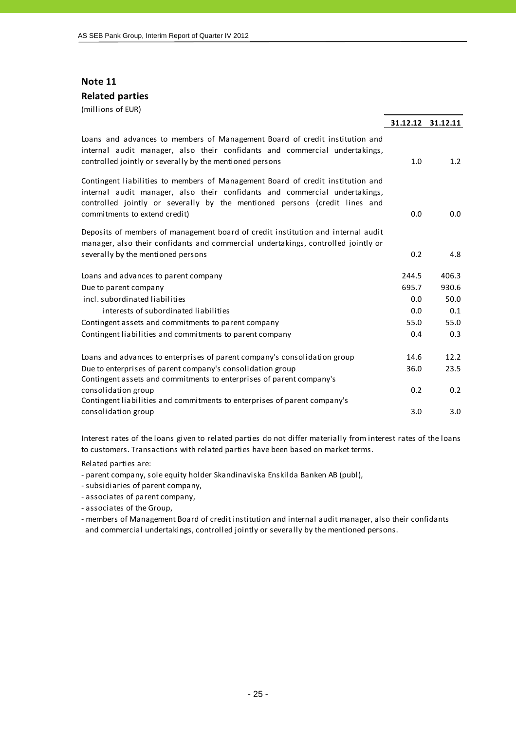## Note 11

### Related parties

(millions of EUR)

| | 31.12.12 | 31.12.11 |
|---|---|---|
| Loans and advances to members of Management Board of credit institution and internal audit manager, also their confidants and commercial undertakings, controlled jointly or severally by the mentioned persons | 1.0 | 1.2 |
| Contingent liabilities to members of Management Board of credit institution and internal audit manager, also their confidants and commercial undertakings, controlled jointly or severally by the mentioned persons (credit lines and commitments to extend credit) | 0.0 | 0.0 |
| Deposits of members of management board of credit institution and internal audit manager, also their confidants and commercial undertakings, controlled jointly or severally by the mentioned persons | 0.2 | 4.8 |
| Loans and advances to parent company | 244.5 | 406.3 |
| Due to parent company | 695.7 | 930.6 |
| incl. subordinated liabilities | 0.0 | 50.0 |
| interests of subordinated liabilities | 0.0 | 0.1 |
| Contingent assets and commitments to parent company | 55.0 | 55.0 |
| Contingent liabilities and commitments to parent company | 0.4 | 0.3 |
| Loans and advances to enterprises of parent company's consolidation group | 14.6 | 12.2 |
| Due to enterprises of parent company's consolidation group | 36.0 | 23.5 |
| Contingent assets and commitments to enterprises of parent company's consolidation group | 0.2 | 0.2 |
| Contingent liabilities and commitments to enterprises of parent company's consolidation group | 3.0 | 3.0 |

Interest rates of the loans given to related parties do not differ materially from interest rates of the loans to customers. Transactions with related parties have been based on market terms.

Related parties are:

- parent company, sole equity holder Skandinaviska Enskilda Banken AB (publ),
- subsidiaries of parent company,
- associates of parent company,
- associates of the Group,
- members of Management Board of credit institution and internal audit manager, also their confidants and commercial undertakings, controlled jointly or severally by the mentioned persons.